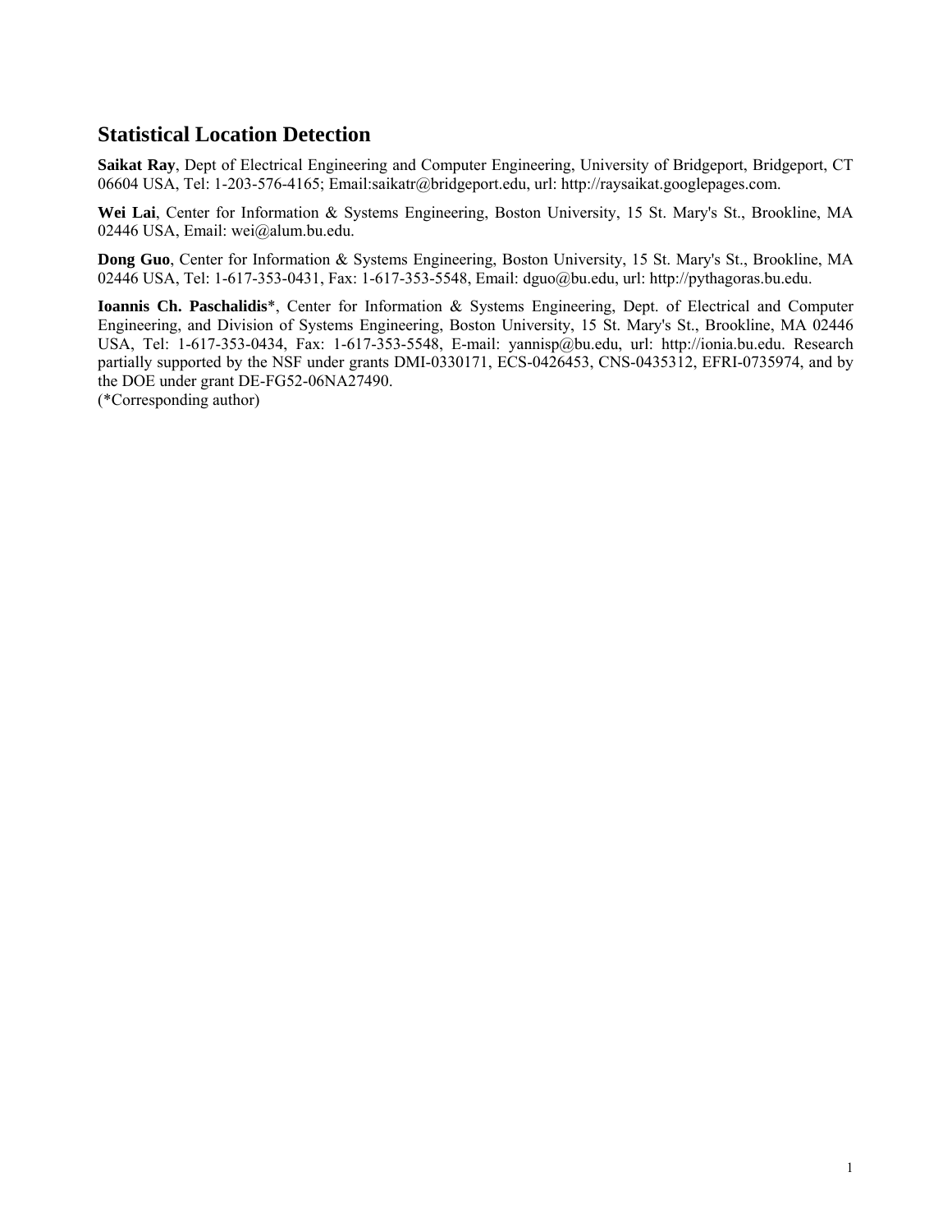# Statistical Location Detection

**Saikat Ray**, Dept of Electrical Engineering and Computer Engineering, University of Bridgeport, Bridgeport, CT 06604 USA, Tel: 1-203-576-4165; Email:saikatr@bridgeport.edu, url: http://raysaikat.googlepages.com.

**Wei Lai**, Center for Information & Systems Engineering, Boston University, 15 St. Mary's St., Brookline, MA 02446 USA, Email: wei@alum.bu.edu.

**Dong Guo**, Center for Information & Systems Engineering, Boston University, 15 St. Mary's St., Brookline, MA 02446 USA, Tel: 1-617-353-0431, Fax: 1-617-353-5548, Email: dguo@bu.edu, url: http://pythagoras.bu.edu.

**Ioannis Ch. Paschalidis***, Center for Information & Systems Engineering, Dept. of Electrical and Computer Engineering, and Division of Systems Engineering, Boston University, 15 St. Mary's St., Brookline, MA 02446 USA, Tel: 1-617-353-0434, Fax: 1-617-353-5548, E-mail: yannisp@bu.edu, url: http://ionia.bu.edu. Research partially supported by the NSF under grants DMI-0330171, ECS-0426453, CNS-0435312, EFRI-0735974, and by the DOE under grant DE-FG52-06NA27490.
(*Corresponding author)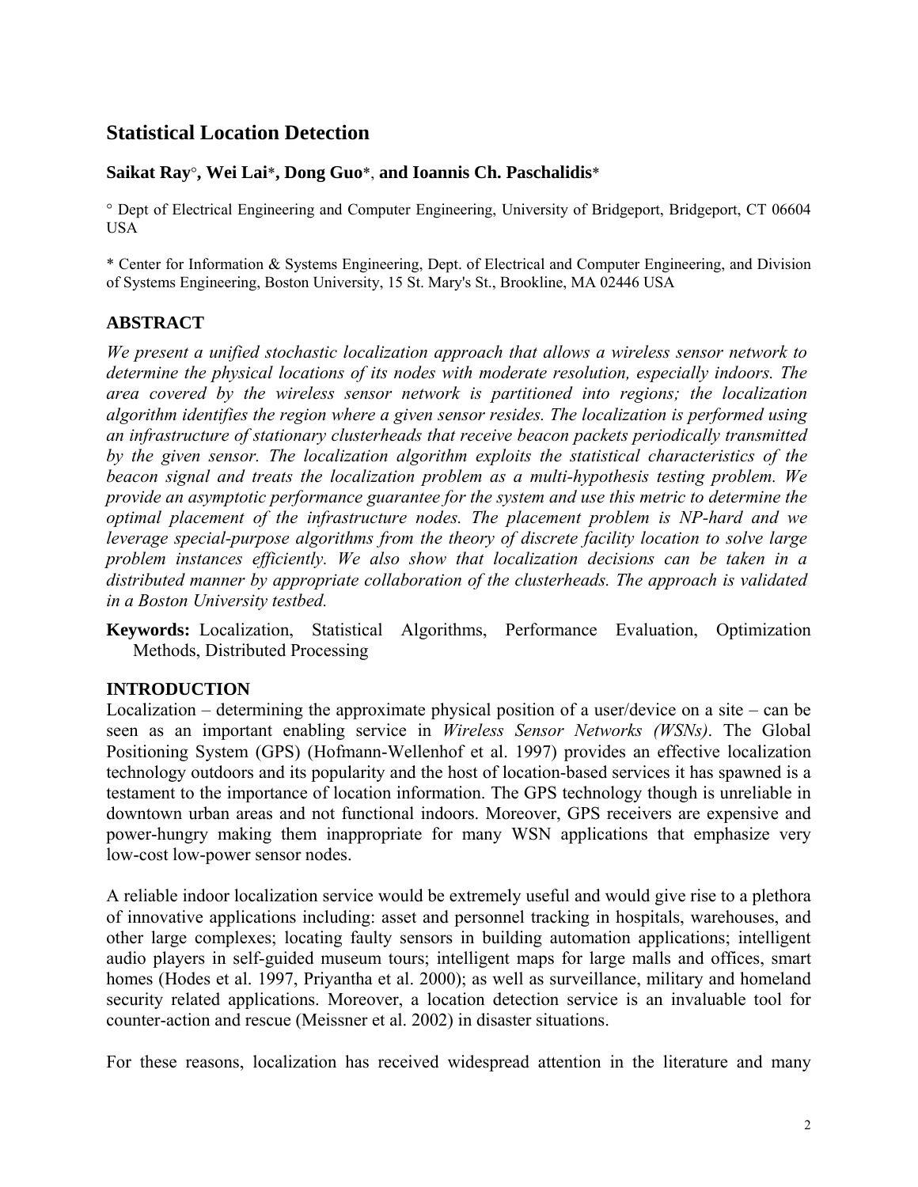# Statistical Location Detection

**Saikat Ray°, Wei Lai*, Dong Guo*, and Ioannis Ch. Paschalidis***

° Dept of Electrical Engineering and Computer Engineering, University of Bridgeport, Bridgeport, CT 06604 USA

* Center for Information & Systems Engineering, Dept. of Electrical and Computer Engineering, and Division of Systems Engineering, Boston University, 15 St. Mary's St., Brookline, MA 02446 USA

## ABSTRACT

*We present a unified stochastic localization approach that allows a wireless sensor network to determine the physical locations of its nodes with moderate resolution, especially indoors. The area covered by the wireless sensor network is partitioned into regions; the localization algorithm identifies the region where a given sensor resides. The localization is performed using an infrastructure of stationary clusterheads that receive beacon packets periodically transmitted by the given sensor. The localization algorithm exploits the statistical characteristics of the beacon signal and treats the localization problem as a multi-hypothesis testing problem. We provide an asymptotic performance guarantee for the system and use this metric to determine the optimal placement of the infrastructure nodes. The placement problem is NP-hard and we leverage special-purpose algorithms from the theory of discrete facility location to solve large problem instances efficiently. We also show that localization decisions can be taken in a distributed manner by appropriate collaboration of the clusterheads. The approach is validated in a Boston University testbed.*

**Keywords:** Localization, Statistical Algorithms, Performance Evaluation, Optimization Methods, Distributed Processing

## INTRODUCTION

Localization – determining the approximate physical position of a user/device on a site – can be seen as an important enabling service in *Wireless Sensor Networks (WSNs)*. The Global Positioning System (GPS) (Hofmann-Wellenhof et al. 1997) provides an effective localization technology outdoors and its popularity and the host of location-based services it has spawned is a testament to the importance of location information. The GPS technology though is unreliable in downtown urban areas and not functional indoors. Moreover, GPS receivers are expensive and power-hungry making them inappropriate for many WSN applications that emphasize very low-cost low-power sensor nodes.

A reliable indoor localization service would be extremely useful and would give rise to a plethora of innovative applications including: asset and personnel tracking in hospitals, warehouses, and other large complexes; locating faulty sensors in building automation applications; intelligent audio players in self-guided museum tours; intelligent maps for large malls and offices, smart homes (Hodes et al. 1997, Priyantha et al. 2000); as well as surveillance, military and homeland security related applications. Moreover, a location detection service is an invaluable tool for counter-action and rescue (Meissner et al. 2002) in disaster situations.

For these reasons, localization has received widespread attention in the literature and many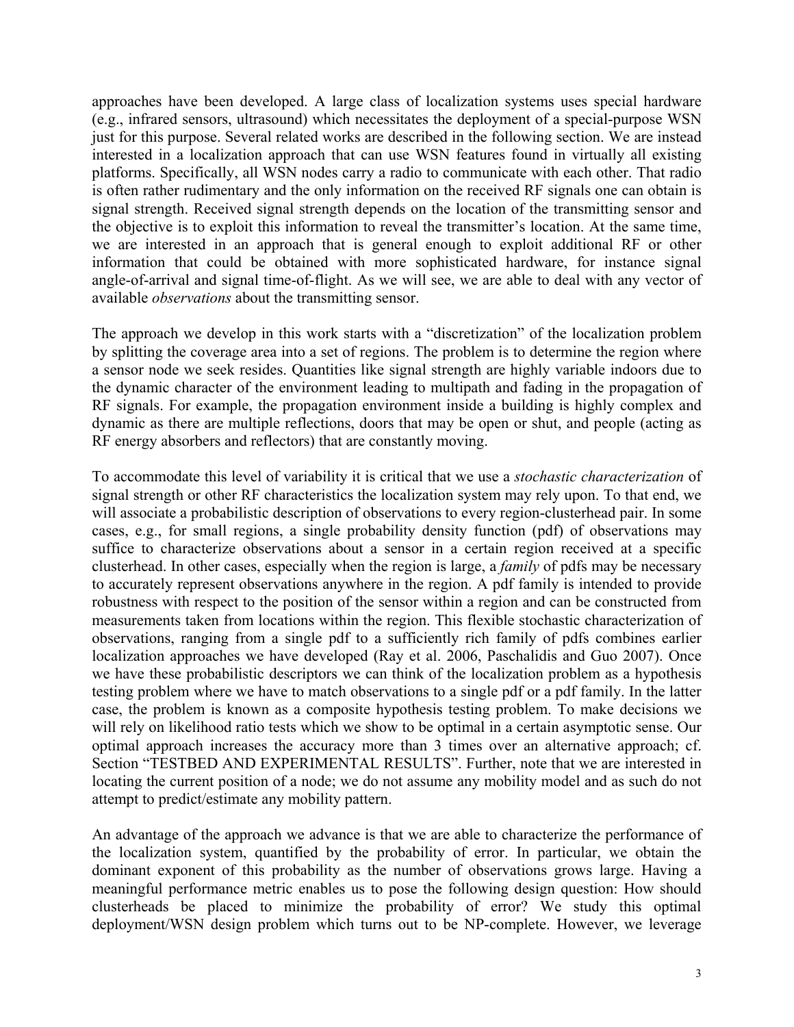approaches have been developed. A large class of localization systems uses special hardware (e.g., infrared sensors, ultrasound) which necessitates the deployment of a special-purpose WSN just for this purpose. Several related works are described in the following section. We are instead interested in a localization approach that can use WSN features found in virtually all existing platforms. Specifically, all WSN nodes carry a radio to communicate with each other. That radio is often rather rudimentary and the only information on the received RF signals one can obtain is signal strength. Received signal strength depends on the location of the transmitting sensor and the objective is to exploit this information to reveal the transmitter's location. At the same time, we are interested in an approach that is general enough to exploit additional RF or other information that could be obtained with more sophisticated hardware, for instance signal angle-of-arrival and signal time-of-flight. As we will see, we are able to deal with any vector of available *observations* about the transmitting sensor.

The approach we develop in this work starts with a "discretization" of the localization problem by splitting the coverage area into a set of regions. The problem is to determine the region where a sensor node we seek resides. Quantities like signal strength are highly variable indoors due to the dynamic character of the environment leading to multipath and fading in the propagation of RF signals. For example, the propagation environment inside a building is highly complex and dynamic as there are multiple reflections, doors that may be open or shut, and people (acting as RF energy absorbers and reflectors) that are constantly moving.

To accommodate this level of variability it is critical that we use a *stochastic characterization* of signal strength or other RF characteristics the localization system may rely upon. To that end, we will associate a probabilistic description of observations to every region-clusterhead pair. In some cases, e.g., for small regions, a single probability density function (pdf) of observations may suffice to characterize observations about a sensor in a certain region received at a specific clusterhead. In other cases, especially when the region is large, a *family* of pdfs may be necessary to accurately represent observations anywhere in the region. A pdf family is intended to provide robustness with respect to the position of the sensor within a region and can be constructed from measurements taken from locations within the region. This flexible stochastic characterization of observations, ranging from a single pdf to a sufficiently rich family of pdfs combines earlier localization approaches we have developed (Ray et al. 2006, Paschalidis and Guo 2007). Once we have these probabilistic descriptors we can think of the localization problem as a hypothesis testing problem where we have to match observations to a single pdf or a pdf family. In the latter case, the problem is known as a composite hypothesis testing problem. To make decisions we will rely on likelihood ratio tests which we show to be optimal in a certain asymptotic sense. Our optimal approach increases the accuracy more than 3 times over an alternative approach; cf. Section "TESTBED AND EXPERIMENTAL RESULTS". Further, note that we are interested in locating the current position of a node; we do not assume any mobility model and as such do not attempt to predict/estimate any mobility pattern.

An advantage of the approach we advance is that we are able to characterize the performance of the localization system, quantified by the probability of error. In particular, we obtain the dominant exponent of this probability as the number of observations grows large. Having a meaningful performance metric enables us to pose the following design question: How should clusterheads be placed to minimize the probability of error? We study this optimal deployment/WSN design problem which turns out to be NP-complete. However, we leverage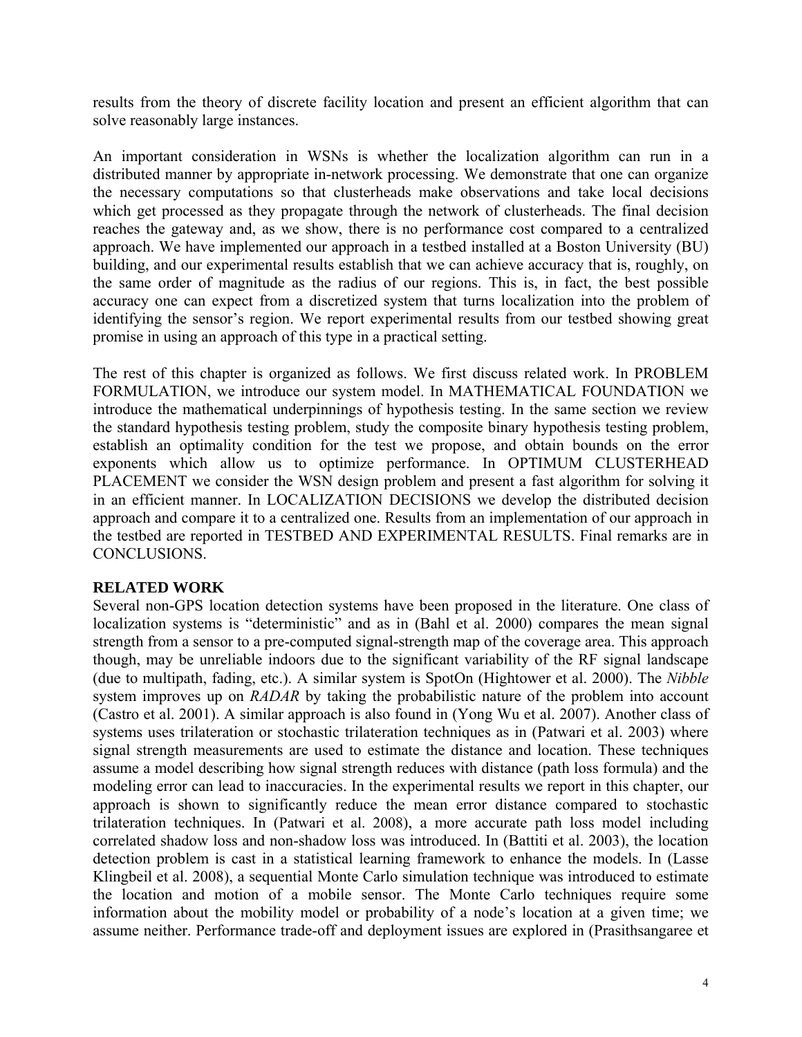results from the theory of discrete facility location and present an efficient algorithm that can solve reasonably large instances.

An important consideration in WSNs is whether the localization algorithm can run in a distributed manner by appropriate in-network processing. We demonstrate that one can organize the necessary computations so that clusterheads make observations and take local decisions which get processed as they propagate through the network of clusterheads. The final decision reaches the gateway and, as we show, there is no performance cost compared to a centralized approach. We have implemented our approach in a testbed installed at a Boston University (BU) building, and our experimental results establish that we can achieve accuracy that is, roughly, on the same order of magnitude as the radius of our regions. This is, in fact, the best possible accuracy one can expect from a discretized system that turns localization into the problem of identifying the sensor's region. We report experimental results from our testbed showing great promise in using an approach of this type in a practical setting.

The rest of this chapter is organized as follows. We first discuss related work. In PROBLEM FORMULATION, we introduce our system model. In MATHEMATICAL FOUNDATION we introduce the mathematical underpinnings of hypothesis testing. In the same section we review the standard hypothesis testing problem, study the composite binary hypothesis testing problem, establish an optimality condition for the test we propose, and obtain bounds on the error exponents which allow us to optimize performance. In OPTIMUM CLUSTERHEAD PLACEMENT we consider the WSN design problem and present a fast algorithm for solving it in an efficient manner. In LOCALIZATION DECISIONS we develop the distributed decision approach and compare it to a centralized one. Results from an implementation of our approach in the testbed are reported in TESTBED AND EXPERIMENTAL RESULTS. Final remarks are in CONCLUSIONS.

## RELATED WORK

Several non-GPS location detection systems have been proposed in the literature. One class of localization systems is "deterministic" and as in (Bahl et al. 2000) compares the mean signal strength from a sensor to a pre-computed signal-strength map of the coverage area. This approach though, may be unreliable indoors due to the significant variability of the RF signal landscape (due to multipath, fading, etc.). A similar system is SpotOn (Hightower et al. 2000). The *Nibble* system improves up on *RADAR* by taking the probabilistic nature of the problem into account (Castro et al. 2001). A similar approach is also found in (Yong Wu et al. 2007). Another class of systems uses trilateration or stochastic trilateration techniques as in (Patwari et al. 2003) where signal strength measurements are used to estimate the distance and location. These techniques assume a model describing how signal strength reduces with distance (path loss formula) and the modeling error can lead to inaccuracies. In the experimental results we report in this chapter, our approach is shown to significantly reduce the mean error distance compared to stochastic trilateration techniques. In (Patwari et al. 2008), a more accurate path loss model including correlated shadow loss and non-shadow loss was introduced. In (Battiti et al. 2003), the location detection problem is cast in a statistical learning framework to enhance the models. In (Lasse Klingbeil et al. 2008), a sequential Monte Carlo simulation technique was introduced to estimate the location and motion of a mobile sensor. The Monte Carlo techniques require some information about the mobility model or probability of a node's location at a given time; we assume neither. Performance trade-off and deployment issues are explored in (Prasithsangaree et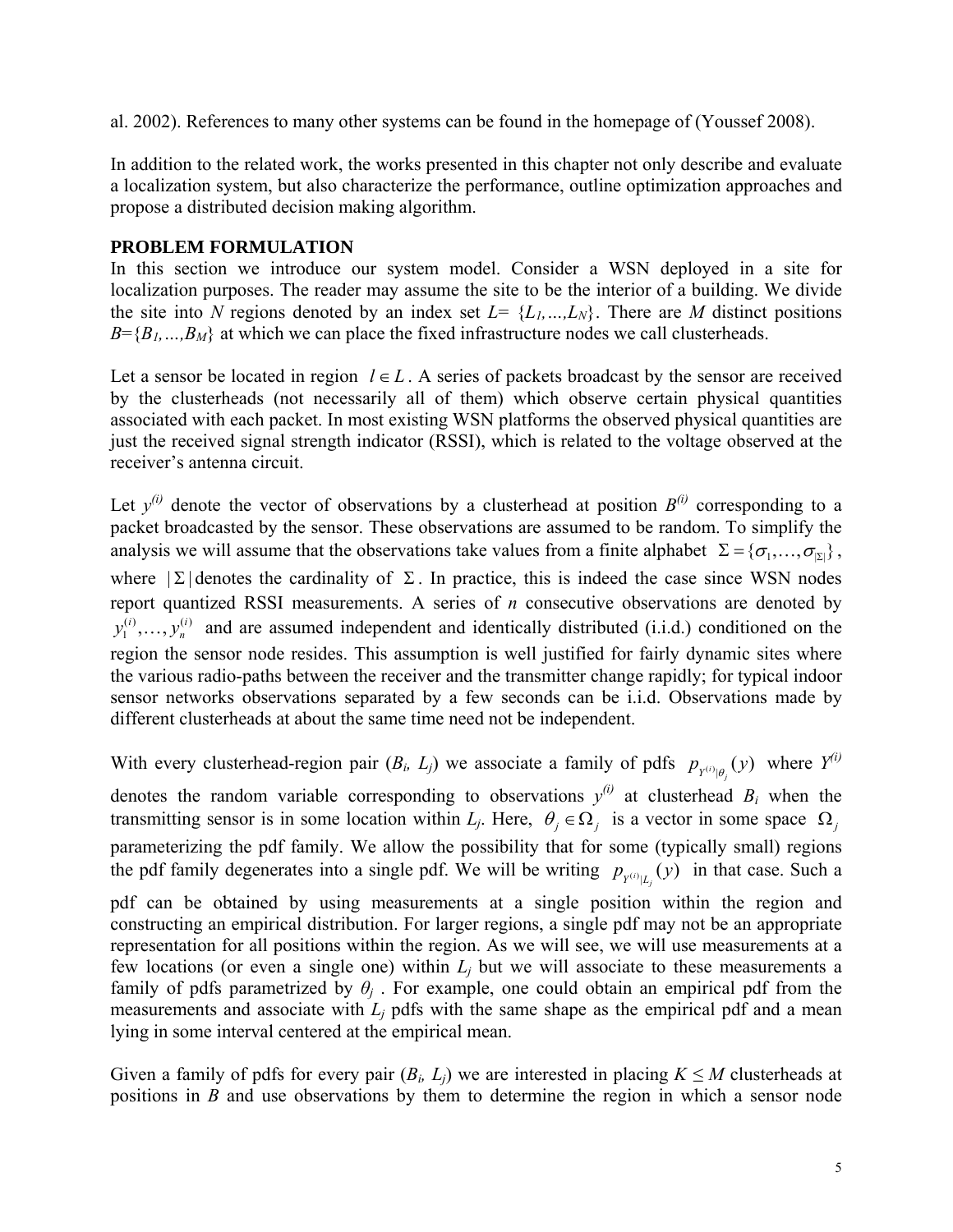al. 2002). References to many other systems can be found in the homepage of (Youssef 2008).

In addition to the related work, the works presented in this chapter not only describe and evaluate a localization system, but also characterize the performance, outline optimization approaches and propose a distributed decision making algorithm.

## PROBLEM FORMULATION

In this section we introduce our system model. Consider a WSN deployed in a site for localization purposes. The reader may assume the site to be the interior of a building. We divide the site into $N$ regions denoted by an index set $L=\{L_1,\ldots,L_N\}$. There are $M$ distinct positions $B=\{B_1,\ldots,B_M\}$ at which we can place the fixed infrastructure nodes we call clusterheads.

Let a sensor be located in region $l \in L$. A series of packets broadcast by the sensor are received by the clusterheads (not necessarily all of them) which observe certain physical quantities associated with each packet. In most existing WSN platforms the observed physical quantities are just the received signal strength indicator (RSSI), which is related to the voltage observed at the receiver's antenna circuit.

Let $y^{(i)}$ denote the vector of observations by a clusterhead at position $B^{(i)}$ corresponding to a packet broadcasted by the sensor. These observations are assumed to be random. To simplify the analysis we will assume that the observations take values from a finite alphabet $\Sigma=\{\sigma_1,\ldots,\sigma_{|\Sigma|}\}$, where $|\Sigma|$ denotes the cardinality of $\Sigma$. In practice, this is indeed the case since WSN nodes report quantized RSSI measurements. A series of $n$ consecutive observations are denoted by $y_1^{(i)},\ldots,y_n^{(i)}$ and are assumed independent and identically distributed (i.i.d.) conditioned on the region the sensor node resides. This assumption is well justified for fairly dynamic sites where the various radio-paths between the receiver and the transmitter change rapidly; for typical indoor sensor networks observations separated by a few seconds can be i.i.d. Observations made by different clusterheads at about the same time need not be independent.

With every clusterhead-region pair ($B_i$, $L_j$) we associate a family of pdfs $p_{Y^{(i)}|\theta_j}(y)$ where $Y^{(i)}$ denotes the random variable corresponding to observations $y^{(i)}$ at clusterhead $B_i$ when the transmitting sensor is in some location within $L_j$. Here, $\theta_j \in \Omega_j$ is a vector in some space $\Omega_j$ parameterizing the pdf family. We allow the possibility that for some (typically small) regions the pdf family degenerates into a single pdf. We will be writing $p_{Y^{(i)}|L_j}(y)$ in that case. Such a pdf can be obtained by using measurements at a single position within the region and constructing an empirical distribution. For larger regions, a single pdf may not be an appropriate representation for all positions within the region. As we will see, we will use measurements at a few locations (or even a single one) within $L_j$ but we will associate to these measurements a family of pdfs parametrized by $\theta_j$. For example, one could obtain an empirical pdf from the measurements and associate with $L_j$ pdfs with the same shape as the empirical pdf and a mean lying in some interval centered at the empirical mean.

Given a family of pdfs for every pair ($B_i$, $L_j$) we are interested in placing $K \le M$ clusterheads at positions in $B$ and use observations by them to determine the region in which a sensor node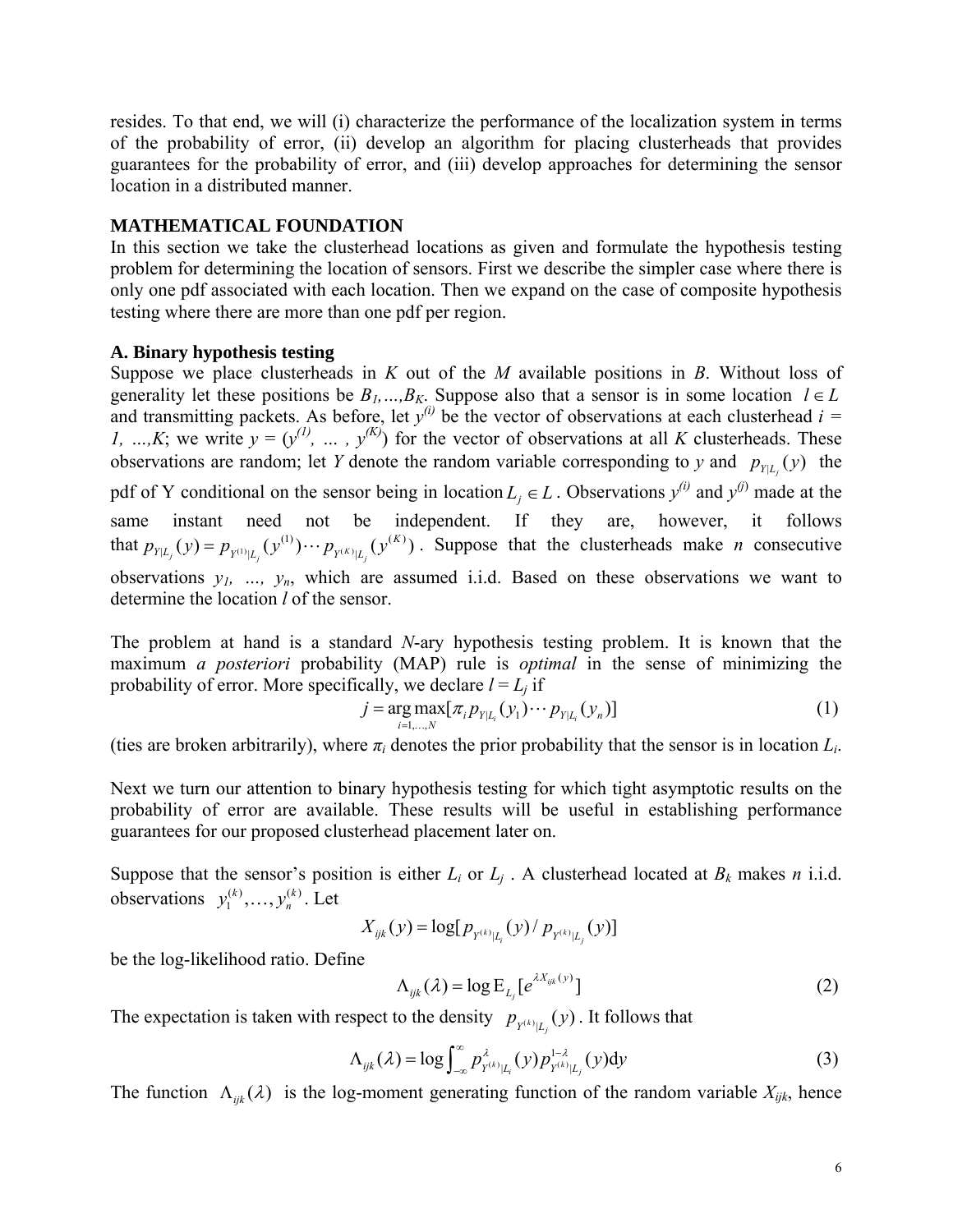resides. To that end, we will (i) characterize the performance of the localization system in terms of the probability of error, (ii) develop an algorithm for placing clusterheads that provides guarantees for the probability of error, and (iii) develop approaches for determining the sensor location in a distributed manner.

## MATHEMATICAL FOUNDATION

In this section we take the clusterhead locations as given and formulate the hypothesis testing problem for determining the location of sensors. First we describe the simpler case where there is only one pdf associated with each location. Then we expand on the case of composite hypothesis testing where there are more than one pdf per region.

### A. Binary hypothesis testing

Suppose we place clusterheads in $K$ out of the $M$ available positions in $B$. Without loss of generality let these positions be $B_1,\ldots,B_K$. Suppose also that a sensor is in some location $l \in L$ and transmitting packets. As before, let $y^{(i)}$ be the vector of observations at each clusterhead $i = 1, \ldots, K$; we write $y = (y^{(1)}, \ldots, y^{(K)})$ for the vector of observations at all $K$ clusterheads. These observations are random; let $Y$ denote the random variable corresponding to $y$ and $p_{Y|L_j}(y)$ the pdf of Y conditional on the sensor being in location $L_j \in L$. Observations $y^{(i)}$ and $y^{(j)}$ made at the same instant need not be independent. If they are, however, it follows that $p_{Y|L_j}(y) = p_{Y^{(1)}|L_j}(y^{(1)}) \cdots p_{Y^{(K)}|L_j}(y^{(K)})$. Suppose that the clusterheads make $n$ consecutive observations $y_1, \ldots, y_n$, which are assumed i.i.d. Based on these observations we want to determine the location $l$ of the sensor.

The problem at hand is a standard $N$-ary hypothesis testing problem. It is known that the maximum *a posteriori* probability (MAP) rule is *optimal* in the sense of minimizing the probability of error. More specifically, we declare $l = L_j$ if

$$j = \arg\max_{i=1,\ldots,N} [\pi_i p_{Y|L_i}(y_1) \cdots p_{Y|L_i}(y_n)] \tag{1}$$

(ties are broken arbitrarily), where $\pi_i$ denotes the prior probability that the sensor is in location $L_i$.

Next we turn our attention to binary hypothesis testing for which tight asymptotic results on the probability of error are available. These results will be useful in establishing performance guarantees for our proposed clusterhead placement later on.

Suppose that the sensor's position is either $L_i$ or $L_j$ . A clusterhead located at $B_k$ makes $n$ i.i.d. observations $y_1^{(k)}, \ldots, y_n^{(k)}$. Let

$$X_{ijk}(y) = \log[p_{Y^{(k)}|L_i}(y) / p_{Y^{(k)}|L_j}(y)]$$

be the log-likelihood ratio. Define

$$\Lambda_{ijk}(\lambda) = \log \mathrm{E}_{L_j}[e^{\lambda X_{ijk}(y)}] \tag{2}$$

The expectation is taken with respect to the density $p_{Y^{(k)}|L_j}(y)$. It follows that

$$\Lambda_{ijk}(\lambda) = \log \int_{-\infty}^{\infty} p_{Y^{(k)}|L_i}^{\lambda}(y) p_{Y^{(k)}|L_j}^{1-\lambda}(y) \mathrm{d}y \tag{3}$$

The function $\Lambda_{ijk}(\lambda)$ is the log-moment generating function of the random variable $X_{ijk}$, hence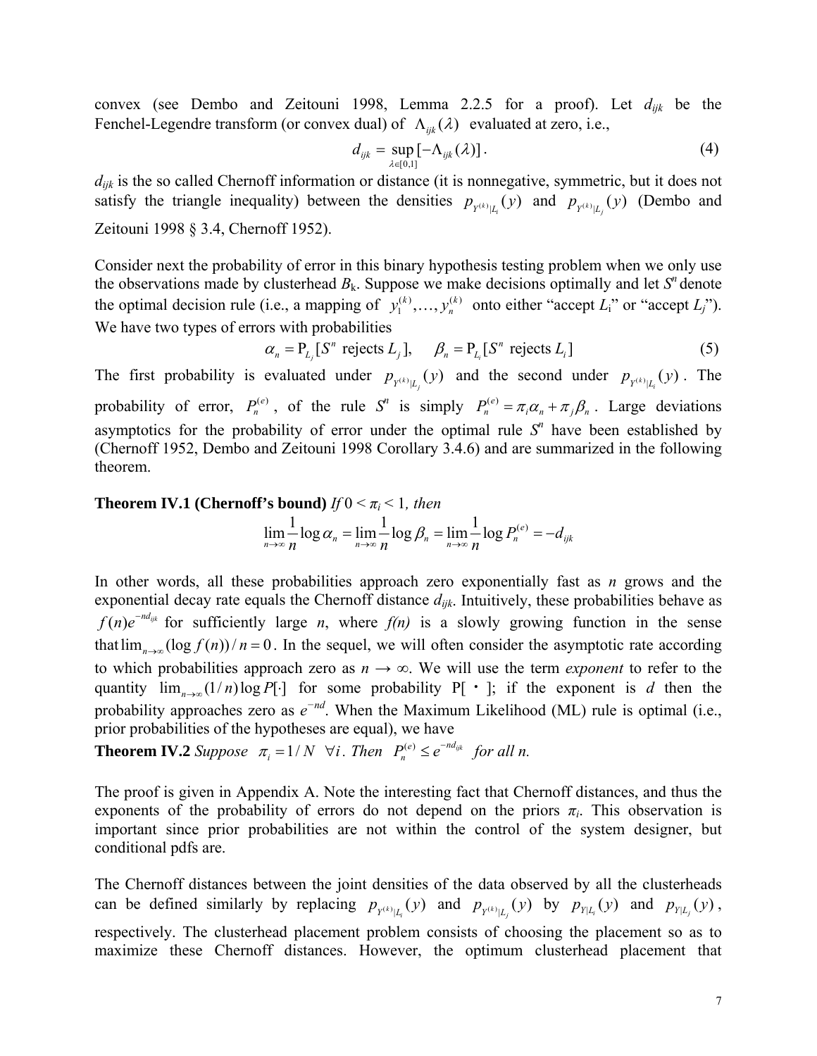convex (see Dembo and Zeitouni 1998, Lemma 2.2.5 for a proof). Let $d_{ijk}$ be the Fenchel-Legendre transform (or convex dual) of $\Lambda_{ijk}(\lambda)$ evaluated at zero, i.e.,

$$d_{ijk} = \sup_{\lambda \in [0,1]} [-\Lambda_{ijk}(\lambda)]. \tag{4}$$

$d_{ijk}$ is the so called Chernoff information or distance (it is nonnegative, symmetric, but it does not satisfy the triangle inequality) between the densities $p_{Y^{(k)}|L_i}(y)$ and $p_{Y^{(k)}|L_j}(y)$ (Dembo and Zeitouni 1998 § 3.4, Chernoff 1952).

Consider next the probability of error in this binary hypothesis testing problem when we only use the observations made by clusterhead $B_k$. Suppose we make decisions optimally and let $S^n$ denote the optimal decision rule (i.e., a mapping of $y_1^{(k)}, \ldots, y_n^{(k)}$ onto either "accept $L_i$" or "accept $L_j$"). We have two types of errors with probabilities

$$\alpha_n = \mathrm{P}_{L_j}[S^n \text{ rejects } L_j], \quad \beta_n = \mathrm{P}_{L_i}[S^n \text{ rejects } L_i] \tag{5}$$

The first probability is evaluated under $p_{Y^{(k)}|L_j}(y)$ and the second under $p_{Y^{(k)}|L_i}(y)$. The probability of error, $P_n^{(e)}$, of the rule $S^n$ is simply $P_n^{(e)} = \pi_i \alpha_n + \pi_j \beta_n$. Large deviations asymptotics for the probability of error under the optimal rule $S^n$ have been established by (Chernoff 1952, Dembo and Zeitouni 1998 Corollary 3.4.6) and are summarized in the following theorem.

**Theorem IV.1 (Chernoff's bound)** *If* $0 < \pi_i < 1$, *then*

$$\lim_{n \to \infty} \frac{1}{n} \log \alpha_n = \lim_{n \to \infty} \frac{1}{n} \log \beta_n = \lim_{n \to \infty} \frac{1}{n} \log P_n^{(e)} = -d_{ijk}$$

In other words, all these probabilities approach zero exponentially fast as $n$ grows and the exponential decay rate equals the Chernoff distance $d_{ijk}$. Intuitively, these probabilities behave as $f(n)e^{-nd_{ijk}}$ for sufficiently large $n$, where $f(n)$ is a slowly growing function in the sense that $\lim_{n\to\infty}(\log f(n))/n = 0$. In the sequel, we will often consider the asymptotic rate according to which probabilities approach zero as $n \to \infty$. We will use the term *exponent* to refer to the quantity $\lim_{n\to\infty}(1/n)\log P[\cdot]$ for some probability P[ · ]; if the exponent is $d$ then the probability approaches zero as $e^{-nd}$. When the Maximum Likelihood (ML) rule is optimal (i.e., prior probabilities of the hypotheses are equal), we have

**Theorem IV.2** *Suppose* $\pi_i = 1/N \ \forall i$. *Then* $P_n^{(e)} \leq e^{-nd_{ijk}}$ *for all n.*

The proof is given in Appendix A. Note the interesting fact that Chernoff distances, and thus the exponents of the probability of errors do not depend on the priors $\pi_i$. This observation is important since prior probabilities are not within the control of the system designer, but conditional pdfs are.

The Chernoff distances between the joint densities of the data observed by all the clusterheads can be defined similarly by replacing $p_{Y^{(k)}|L_i}(y)$ and $p_{Y^{(k)}|L_j}(y)$ by $p_{Y|L_i}(y)$ and $p_{Y|L_j}(y)$, respectively. The clusterhead placement problem consists of choosing the placement so as to maximize these Chernoff distances. However, the optimum clusterhead placement that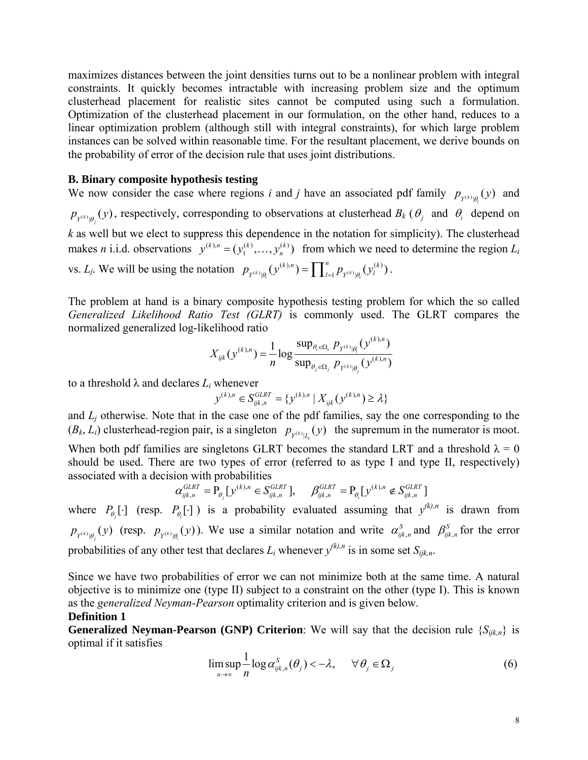maximizes distances between the joint densities turns out to be a nonlinear problem with integral constraints. It quickly becomes intractable with increasing problem size and the optimum clusterhead placement for realistic sites cannot be computed using such a formulation. Optimization of the clusterhead placement in our formulation, on the other hand, reduces to a linear optimization problem (although still with integral constraints), for which large problem instances can be solved within reasonable time. For the resultant placement, we derive bounds on the probability of error of the decision rule that uses joint distributions.

**B. Binary composite hypothesis testing**

We now consider the case where regions *i* and *j* have an associated pdf family $p_{Y^{(k)}|\theta_i}(y)$ and $p_{Y^{(k)}|\theta_j}(y)$, respectively, corresponding to observations at clusterhead $B_k$ ($\theta_j$ and $\theta_i$ depend on *k* as well but we elect to suppress this dependence in the notation for simplicity). The clusterhead makes *n* i.i.d. observations $y^{(k),n} = (y_1^{(k)}, \ldots, y_n^{(k)})$ from which we need to determine the region $L_i$ vs. $L_j$. We will be using the notation $p_{Y^{(k)}|\theta_i}(y^{(k),n}) = \prod_{l=1}^{n} p_{Y^{(k)}|\theta_i}(y_l^{(k)})$.

The problem at hand is a binary composite hypothesis testing problem for which the so called *Generalized Likelihood Ratio Test (GLRT)* is commonly used. The GLRT compares the normalized generalized log-likelihood ratio

$$X_{ijk}(y^{(k),n}) = \frac{1}{n} \log \frac{\sup_{\theta_i \in \Omega_i} p_{Y^{(k)}|\theta_i}(y^{(k),n})}{\sup_{\theta_j \in \Omega_j} p_{Y^{(k)}|\theta_j}(y^{(k),n})}$$

to a threshold λ and declares $L_i$ whenever

$$y^{(k),n} \in S_{ijk,n}^{GLRT} = \{ y^{(k),n} \mid X_{ijk}(y^{(k),n}) \geq \lambda \}$$

and $L_j$ otherwise. Note that in the case one of the pdf families, say the one corresponding to the ($B_k$, $L_i$) clusterhead-region pair, is a singleton $p_{Y^{(k)}|L_i}(y)$ the supremum in the numerator is moot. When both pdf families are singletons GLRT becomes the standard LRT and a threshold λ = 0 should be used. There are two types of error (referred to as type I and type II, respectively) associated with a decision with probabilities

$$\alpha_{ijk,n}^{GLRT} = \mathrm{P}_{\theta_j}[y^{(k),n} \in S_{ijk,n}^{GLRT}], \quad \beta_{ijk,n}^{GLRT} = \mathrm{P}_{\theta_i}[y^{(k),n} \notin S_{ijk,n}^{GLRT}]$$

where $P_{\theta_j}[\cdot]$ (resp. $P_{\theta_i}[\cdot]$) is a probability evaluated assuming that $y^{(k),n}$ is drawn from $p_{Y^{(k)}|\theta_j}(y)$ (resp. $p_{Y^{(k)}|\theta_i}(y)$). We use a similar notation and write $\alpha_{ijk,n}^{S}$ and $\beta_{ijk,n}^{S}$ for the error probabilities of any other test that declares $L_i$ whenever $y^{(k),n}$ is in some set $S_{ijk,n}$.

Since we have two probabilities of error we can not minimize both at the same time. A natural objective is to minimize one (type II) subject to a constraint on the other (type I). This is known as the *generalized Neyman-Pearson* optimality criterion and is given below.

**Definition 1**

**Generalized Neyman-Pearson (GNP) Criterion**: We will say that the decision rule $\{S_{ijk,n}\}$ is optimal if it satisfies

$$\limsup_{n \to \infty} \frac{1}{n} \log \alpha_{ijk,n}^{S}(\theta_j) < -\lambda, \quad \forall \theta_j \in \Omega_j \tag{6}$$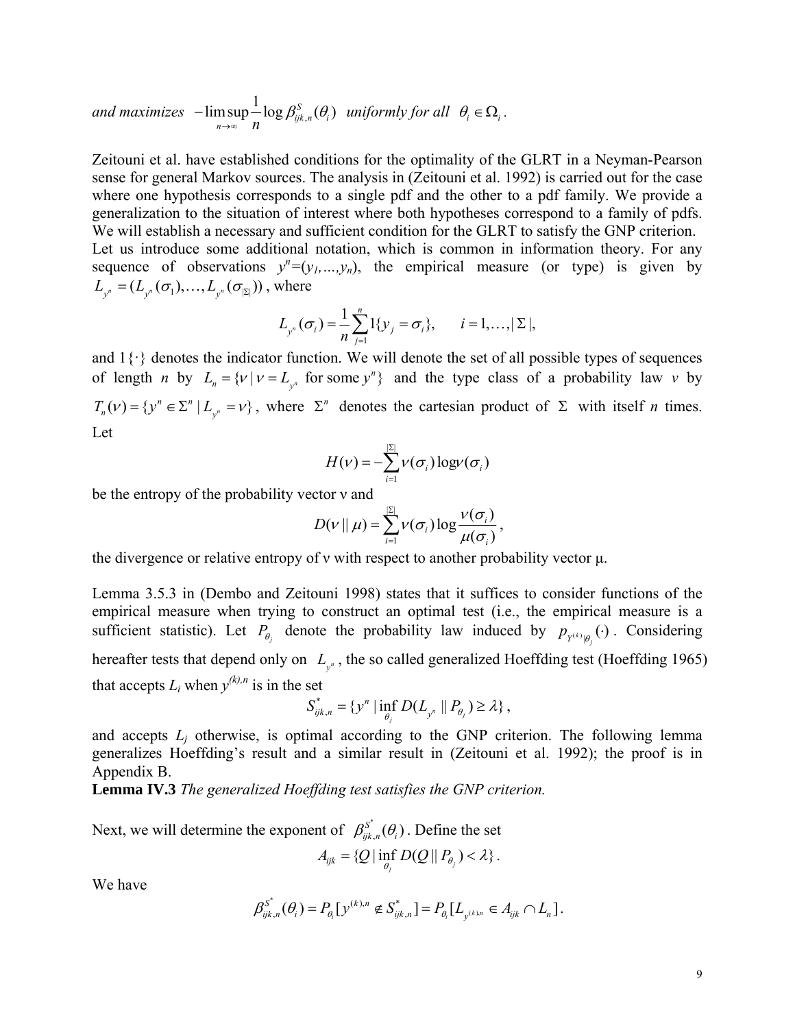*and maximizes* $-\limsup_{n\to\infty} \frac{1}{n} \log \beta^{S}_{ijk,n}(\theta_i)$ *uniformly for all* $\theta_i \in \Omega_i$.

Zeitouni et al. have established conditions for the optimality of the GLRT in a Neyman-Pearson sense for general Markov sources. The analysis in (Zeitouni et al. 1992) is carried out for the case where one hypothesis corresponds to a single pdf and the other to a pdf family. We provide a generalization to the situation of interest where both hypotheses correspond to a family of pdfs. We will establish a necessary and sufficient condition for the GLRT to satisfy the GNP criterion. Let us introduce some additional notation, which is common in information theory. For any sequence of observations $y^n=(y_1,\ldots,y_n)$, the empirical measure (or type) is given by $L_{y^n}=(L_{y^n}(\sigma_1),\ldots,L_{y^n}(\sigma_{|\Sigma|}))$, where

$$L_{y^n}(\sigma_i)=\frac{1}{n}\sum_{j=1}^{n} 1\{y_j=\sigma_i\}, \qquad i=1,\ldots,|\Sigma|,$$

and $1\{\cdot\}$ denotes the indicator function. We will denote the set of all possible types of sequences of length $n$ by $L_n=\{\nu \mid \nu = L_{y^n} \text{ for some } y^n\}$ and the type class of a probability law $\nu$ by $T_n(\nu)=\{y^n\in\Sigma^n \mid L_{y^n}=\nu\}$, where $\Sigma^n$ denotes the cartesian product of $\Sigma$ with itself $n$ times. Let

$$H(\nu)=-\sum_{i=1}^{|\Sigma|}\nu(\sigma_i)\log\nu(\sigma_i)$$

be the entropy of the probability vector ν and

$$D(\nu\,\|\,\mu)=\sum_{i=1}^{|\Sigma|}\nu(\sigma_i)\log\frac{\nu(\sigma_i)}{\mu(\sigma_i)},$$

the divergence or relative entropy of ν with respect to another probability vector μ.

Lemma 3.5.3 in (Dembo and Zeitouni 1998) states that it suffices to consider functions of the empirical measure when trying to construct an optimal test (i.e., the empirical measure is a sufficient statistic). Let $P_{\theta_j}$ denote the probability law induced by $p_{Y^{(k)}|\theta_j}(\cdot)$. Considering hereafter tests that depend only on $L_{y^n}$, the so called generalized Hoeffding test (Hoeffding 1965) that accepts $L_i$ when $y^{(k),n}$ is in the set

$$S^{*}_{ijk,n}=\{y^n \mid \inf_{\theta_j} D(L_{y^n}\,\|\,P_{\theta_j})\geq\lambda\},$$

and accepts $L_j$ otherwise, is optimal according to the GNP criterion. The following lemma generalizes Hoeffding's result and a similar result in (Zeitouni et al. 1992); the proof is in Appendix B.

**Lemma IV.3** *The generalized Hoeffding test satisfies the GNP criterion.*

Next, we will determine the exponent of $\beta^{S^*}_{ijk,n}(\theta_i)$. Define the set

$$A_{ijk}=\{Q \mid \inf_{\theta_j} D(Q\,\|\,P_{\theta_j})<\lambda\}.$$

We have

$$\beta^{S^*}_{ijk,n}(\theta_i)=P_{\theta_i}[y^{(k),n}\notin S^{*}_{ijk,n}]=P_{\theta_i}[L_{y^{(k),n}}\in A_{ijk}\cap L_n].$$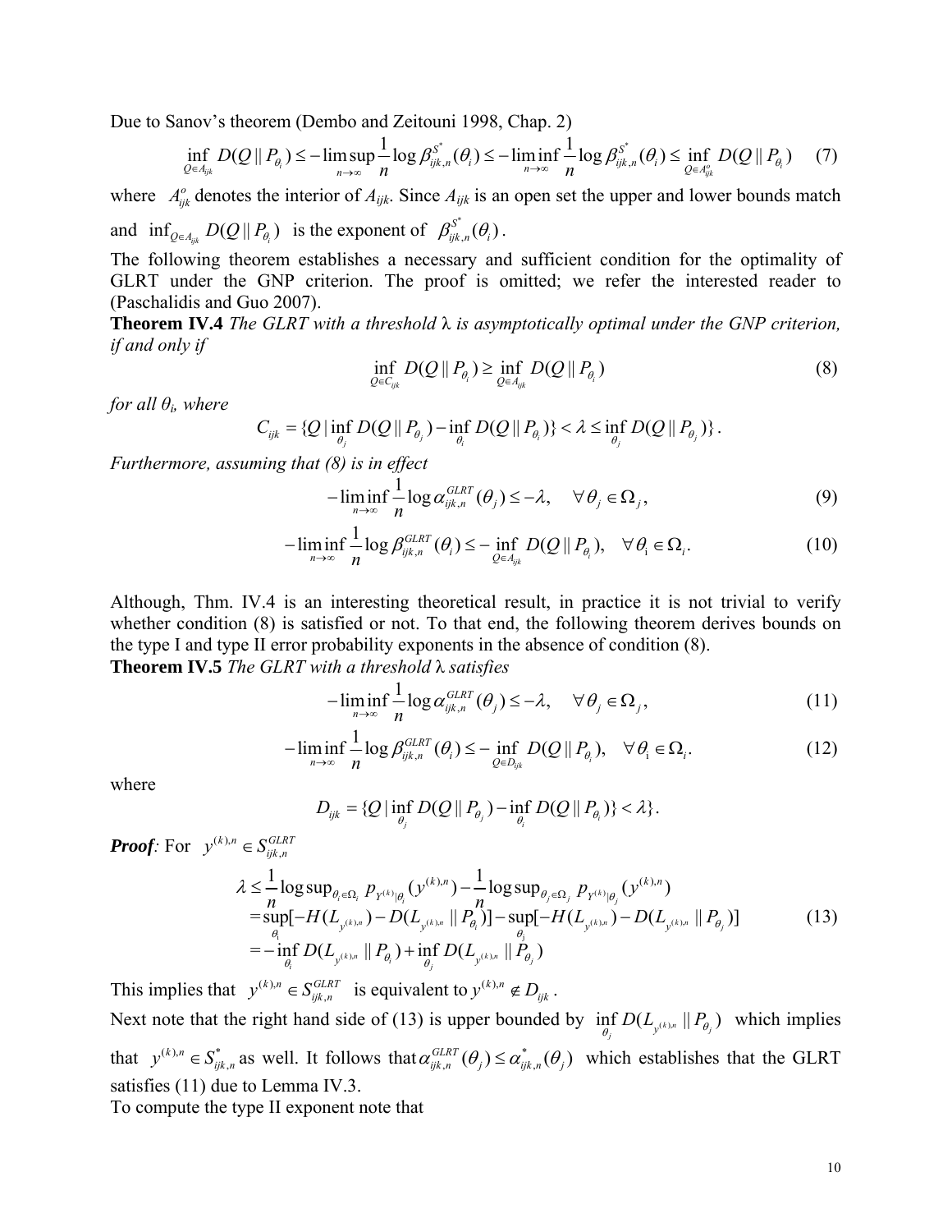Due to Sanov's theorem (Dembo and Zeitouni 1998, Chap. 2)

$$\inf_{Q \in A_{ijk}} D(Q \| P_{\theta_i}) \le -\limsup_{n\to\infty} \frac{1}{n} \log \beta_{ijk,n}^{S^*}(\theta_i) \le -\liminf_{n\to\infty} \frac{1}{n} \log \beta_{ijk,n}^{S^*}(\theta_i) \le \inf_{Q \in A_{ijk}^o} D(Q \| P_{\theta_i}) \quad (7)$$

where $A_{ijk}^o$ denotes the interior of $A_{ijk}$. Since $A_{ijk}$ is an open set the upper and lower bounds match and $\inf_{Q \in A_{ijk}} D(Q \| P_{\theta_i})$ is the exponent of $\beta_{ijk,n}^{S^*}(\theta_i)$.

The following theorem establishes a necessary and sufficient condition for the optimality of GLRT under the GNP criterion. The proof is omitted; we refer the interested reader to (Paschalidis and Guo 2007).

**Theorem IV.4** *The GLRT with a threshold* $\lambda$ *is asymptotically optimal under the GNP criterion, if and only if*

$$\inf_{Q \in C_{ijk}} D(Q \| P_{\theta_i}) \ge \inf_{Q \in A_{ijk}} D(Q \| P_{\theta_i}) \quad (8)$$

*for all* $\theta_i$*, where*

$$C_{ijk} = \{Q \mid \inf_{\theta_j} D(Q \| P_{\theta_j}) - \inf_{\theta_i} D(Q \| P_{\theta_i})\} < \lambda \le \inf_{\theta_j} D(Q \| P_{\theta_j})\}.$$

*Furthermore, assuming that (8) is in effect*

$$-\liminf_{n\to\infty} \frac{1}{n} \log \alpha_{ijk,n}^{GLRT}(\theta_j) \le -\lambda, \quad \forall \theta_j \in \Omega_j, \quad (9)$$

$$-\liminf_{n\to\infty} \frac{1}{n} \log \beta_{ijk,n}^{GLRT}(\theta_i) \le -\inf_{Q \in A_{ijk}} D(Q \| P_{\theta_i}), \quad \forall \theta_i \in \Omega_i. \quad (10)$$

Although, Thm. IV.4 is an interesting theoretical result, in practice it is not trivial to verify whether condition (8) is satisfied or not. To that end, the following theorem derives bounds on the type I and type II error probability exponents in the absence of condition (8).

**Theorem IV.5** *The GLRT with a threshold* $\lambda$ *satisfies*

$$-\liminf_{n\to\infty} \frac{1}{n} \log \alpha_{ijk,n}^{GLRT}(\theta_j) \le -\lambda, \quad \forall \theta_j \in \Omega_j, \quad (11)$$

$$-\liminf_{n\to\infty} \frac{1}{n} \log \beta_{ijk,n}^{GLRT}(\theta_i) \le -\inf_{Q \in D_{ijk}} D(Q \| P_{\theta_i}), \quad \forall \theta_i \in \Omega_i. \quad (12)$$

where

$$D_{ijk} = \{Q \mid \inf_{\theta_j} D(Q \| P_{\theta_j}) - \inf_{\theta_i} D(Q \| P_{\theta_i})\} < \lambda\}.$$

***Proof****:* For $y^{(k),n} \in S_{ijk,n}^{GLRT}$

$$\begin{aligned}
\lambda &\le \frac{1}{n} \log \sup_{\theta_i \in \Omega_i} p_{Y^{(k)}|\theta_i}(y^{(k),n}) - \frac{1}{n} \log \sup_{\theta_j \in \Omega_j} p_{Y^{(k)}|\theta_j}(y^{(k),n}) \\
&= \sup_{\theta_i} [-H(L_{y^{(k),n}}) - D(L_{y^{(k),n}} \| P_{\theta_i})] - \sup_{\theta_j} [-H(L_{y^{(k),n}}) - D(L_{y^{(k),n}} \| P_{\theta_j})] \\
&= -\inf_{\theta_i} D(L_{y^{(k),n}} \| P_{\theta_i}) + \inf_{\theta_j} D(L_{y^{(k),n}} \| P_{\theta_j})
\end{aligned} \quad (13)$$

This implies that $y^{(k),n} \in S_{ijk,n}^{GLRT}$ is equivalent to $y^{(k),n} \notin D_{ijk}$.

Next note that the right hand side of (13) is upper bounded by $\inf_{\theta_j} D(L_{y^{(k),n}} \| P_{\theta_j})$ which implies that $y^{(k),n} \in S_{ijk,n}^*$ as well. It follows that $\alpha_{ijk,n}^{GLRT}(\theta_j) \le \alpha_{ijk,n}^*(\theta_j)$ which establishes that the GLRT satisfies (11) due to Lemma IV.3.

To compute the type II exponent note that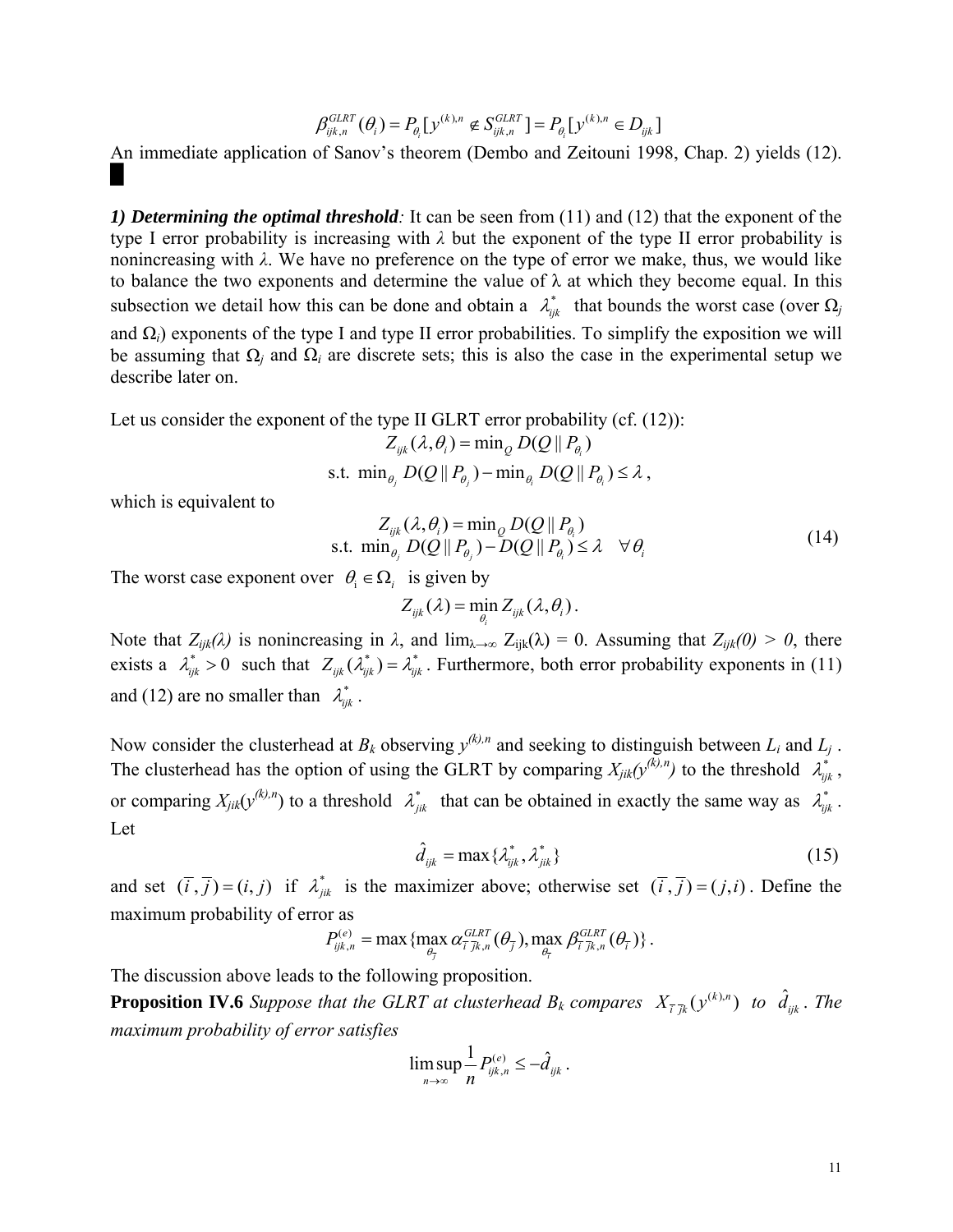$$\beta_{ijk,n}^{GLRT}(\theta_i) = P_{\theta_i}[y^{(k),n} \notin S_{ijk,n}^{GLRT}] = P_{\theta_i}[y^{(k),n} \in D_{ijk}]$$

An immediate application of Sanov's theorem (Dembo and Zeitouni 1998, Chap. 2) yields (12). ■

***1) Determining the optimal threshold**:* It can be seen from (11) and (12) that the exponent of the type I error probability is increasing with $\lambda$ but the exponent of the type II error probability is nonincreasing with $\lambda$. We have no preference on the type of error we make, thus, we would like to balance the two exponents and determine the value of $\lambda$ at which they become equal. In this subsection we detail how this can be done and obtain a $\lambda_{ijk}^*$ that bounds the worst case (over $\Omega_j$ and $\Omega_i$) exponents of the type I and type II error probabilities. To simplify the exposition we will be assuming that $\Omega_j$ and $\Omega_i$ are discrete sets; this is also the case in the experimental setup we describe later on.

Let us consider the exponent of the type II GLRT error probability (cf. (12)):

$$Z_{ijk}(\lambda, \theta_i) = \min_Q D(Q \| P_{\theta_i})$$
$$\text{s.t. } \min_{\theta_j} D(Q \| P_{\theta_j}) - \min_{\theta_i} D(Q \| P_{\theta_i}) \le \lambda,$$

which is equivalent to

$$\begin{aligned} Z_{ijk}(\lambda, \theta_i) &= \min_Q D(Q \| P_{\theta_i}) \\ \text{s.t. } \min_{\theta_j} D(Q \| P_{\theta_j}) &- D(Q \| P_{\theta_i}) \le \lambda \quad \forall \theta_i \end{aligned} \tag{14}$$

The worst case exponent over $\theta_i \in \Omega_i$ is given by

$$Z_{ijk}(\lambda) = \min_{\theta_i} Z_{ijk}(\lambda, \theta_i).$$

Note that $Z_{ijk}(\lambda)$ is nonincreasing in $\lambda$, and $\lim_{\lambda \to \infty} Z_{ijk}(\lambda) = 0$. Assuming that $Z_{ijk}(0) > 0$, there exists a $\lambda_{ijk}^* > 0$ such that $Z_{ijk}(\lambda_{ijk}^*) = \lambda_{ijk}^*$. Furthermore, both error probability exponents in (11) and (12) are no smaller than $\lambda_{ijk}^*$.

Now consider the clusterhead at $B_k$ observing $y^{(k),n}$ and seeking to distinguish between $L_i$ and $L_j$. The clusterhead has the option of using the GLRT by comparing $X_{jik}(y^{(k),n})$ to the threshold $\lambda_{ijk}^*$, or comparing $X_{jik}(y^{(k),n})$ to a threshold $\lambda_{jik}^*$ that can be obtained in exactly the same way as $\lambda_{ijk}^*$. Let

$$\hat{d}_{ijk} = \max\{\lambda_{ijk}^*, \lambda_{jik}^*\} \tag{15}$$

and set $(\bar{i}, \bar{j}) = (i, j)$ if $\lambda_{jik}^*$ is the maximizer above; otherwise set $(\bar{i}, \bar{j}) = (j, i)$. Define the maximum probability of error as

$$P_{ijk,n}^{(e)} = \max\{\max_{\theta_{\bar{j}}} \alpha_{\bar{i}\bar{j}k,n}^{GLRT}(\theta_{\bar{j}}), \max_{\theta_{\bar{i}}} \beta_{\bar{i}\bar{j}k,n}^{GLRT}(\theta_{\bar{i}})\}.$$

The discussion above leads to the following proposition.

**Proposition IV.6** *Suppose that the GLRT at clusterhead $B_k$ compares $X_{\bar{i}\bar{j}k}(y^{(k),n})$ to $\hat{d}_{ijk}$. The maximum probability of error satisfies*

$$\limsup_{n \to \infty} \frac{1}{n} P_{ijk,n}^{(e)} \le -\hat{d}_{ijk}.$$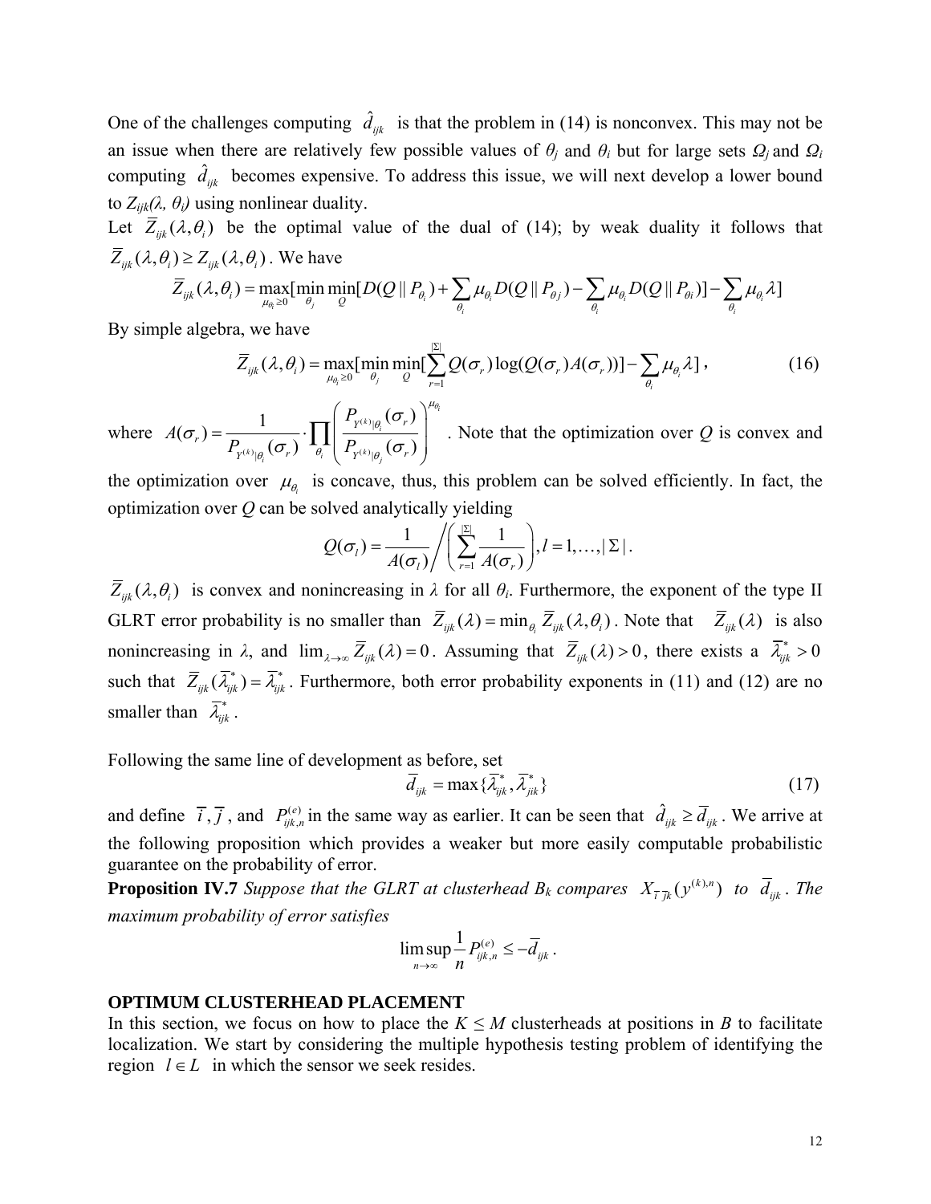One of the challenges computing $\hat{d}_{ijk}$ is that the problem in (14) is nonconvex. This may not be an issue when there are relatively few possible values of $\theta_j$ and $\theta_i$ but for large sets $\Omega_j$ and $\Omega_i$ computing $\hat{d}_{ijk}$ becomes expensive. To address this issue, we will next develop a lower bound to $Z_{ijk}(\lambda, \theta_i)$ using nonlinear duality.

Let $\bar{Z}_{ijk}(\lambda,\theta_i)$ be the optimal value of the dual of (14); by weak duality it follows that $\bar{Z}_{ijk}(\lambda,\theta_i) \geq Z_{ijk}(\lambda,\theta_i)$. We have

$$\bar{Z}_{ijk}(\lambda,\theta_i) = \max_{\mu_{\theta_i}\geq 0}[\min_{\theta_j}\min_{Q}[D(Q \,\|\, P_{\theta_i}) + \sum_{\theta_i}\mu_{\theta_i} D(Q \,\|\, P_{\theta j}) - \sum_{\theta_i}\mu_{\theta_i} D(Q \,\|\, P_{\theta i})] - \sum_{\theta_i}\mu_{\theta_i}\lambda]$$

By simple algebra, we have

$$\bar{Z}_{ijk}(\lambda,\theta_i) = \max_{\mu_{\theta_i}\geq 0}[\min_{\theta_j}\min_{Q}[\sum_{r=1}^{|\Sigma|} Q(\sigma_r)\log(Q(\sigma_r)A(\sigma_r))] - \sum_{\theta_i}\mu_{\theta_i}\lambda], \tag{16}$$

where $A(\sigma_r) = \dfrac{1}{P_{Y^{(k)}|\theta_i}(\sigma_r)} \cdot \prod_{\theta_i}\left(\dfrac{P_{Y^{(k)}|\theta_i}(\sigma_r)}{P_{Y^{(k)}|\theta_j}(\sigma_r)}\right)^{\mu_{\theta_i}}$. Note that the optimization over $Q$ is convex and the optimization over $\mu_{\theta_i}$ is concave, thus, this problem can be solved efficiently. In fact, the optimization over $Q$ can be solved analytically yielding

$$Q(\sigma_l) = \frac{1}{A(\sigma_l)} \Bigg/ \left(\sum_{r=1}^{|\Sigma|}\frac{1}{A(\sigma_r)}\right), l = 1,\ldots,|\Sigma|.$$

$\bar{Z}_{ijk}(\lambda,\theta_i)$ is convex and nonincreasing in $\lambda$ for all $\theta_i$. Furthermore, the exponent of the type II GLRT error probability is no smaller than $\bar{Z}_{ijk}(\lambda) = \min_{\theta_i}\bar{Z}_{ijk}(\lambda,\theta_i)$. Note that $\bar{Z}_{ijk}(\lambda)$ is also nonincreasing in $\lambda$, and $\lim_{\lambda\to\infty}\bar{Z}_{ijk}(\lambda) = 0$. Assuming that $\bar{Z}_{ijk}(\lambda) > 0$, there exists a $\bar{\lambda}^*_{ijk} > 0$ such that $\bar{Z}_{ijk}(\bar{\lambda}^*_{ijk}) = \bar{\lambda}^*_{ijk}$. Furthermore, both error probability exponents in (11) and (12) are no smaller than $\bar{\lambda}^*_{ijk}$.

Following the same line of development as before, set

$$\bar{d}_{ijk} = \max\{\bar{\lambda}^*_{ijk}, \bar{\lambda}^*_{jik}\} \tag{17}$$

and define $\bar{i}, \bar{j}$, and $P^{(e)}_{ijk,n}$ in the same way as earlier. It can be seen that $\hat{d}_{ijk} \geq \bar{d}_{ijk}$. We arrive at the following proposition which provides a weaker but more easily computable probabilistic guarantee on the probability of error.

**Proposition IV.7** *Suppose that the GLRT at clusterhead $B_k$ compares $X_{\bar{i}\,\bar{j}k}(y^{(k),n})$ to $\bar{d}_{ijk}$. The maximum probability of error satisfies*

$$\limsup_{n\to\infty}\frac{1}{n}P^{(e)}_{ijk,n} \leq -\bar{d}_{ijk}.$$

## OPTIMUM CLUSTERHEAD PLACEMENT

In this section, we focus on how to place the $K \leq M$ clusterheads at positions in $B$ to facilitate localization. We start by considering the multiple hypothesis testing problem of identifying the region $l \in L$ in which the sensor we seek resides.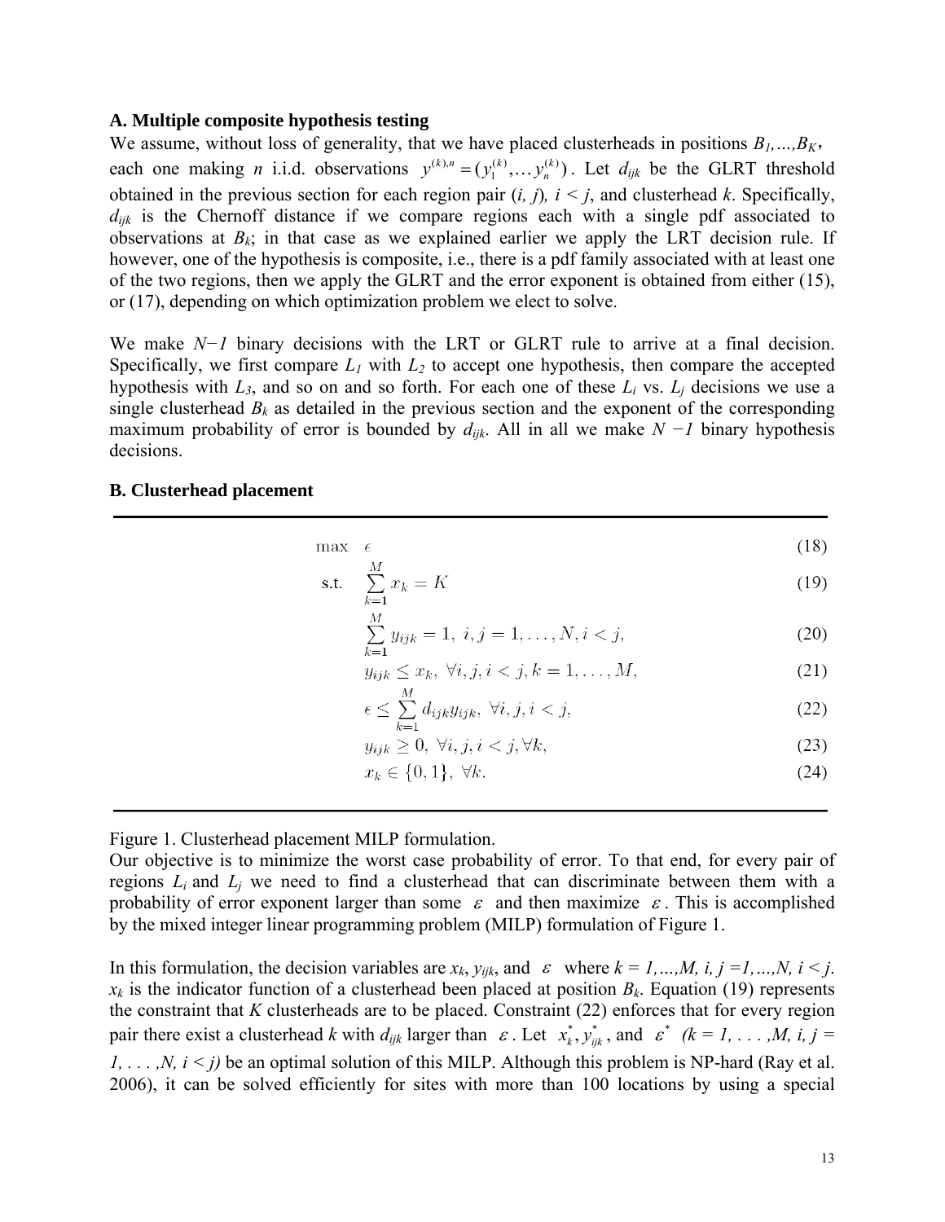### A. Multiple composite hypothesis testing

We assume, without loss of generality, that we have placed clusterheads in positions $B_1,\ldots,B_K$, each one making $n$ i.i.d. observations $y^{(k),n} = (y_1^{(k)},\ldots y_n^{(k)})$. Let $d_{ijk}$ be the GLRT threshold obtained in the previous section for each region pair $(i, j)$, $i < j$, and clusterhead $k$. Specifically, $d_{ijk}$ is the Chernoff distance if we compare regions each with a single pdf associated to observations at $B_k$; in that case as we explained earlier we apply the LRT decision rule. If however, one of the hypothesis is composite, i.e., there is a pdf family associated with at least one of the two regions, then we apply the GLRT and the error exponent is obtained from either (15), or (17), depending on which optimization problem we elect to solve.

We make $N-1$ binary decisions with the LRT or GLRT rule to arrive at a final decision. Specifically, we first compare $L_1$ with $L_2$ to accept one hypothesis, then compare the accepted hypothesis with $L_3$, and so on and so forth. For each one of these $L_i$ vs. $L_j$ decisions we use a single clusterhead $B_k$ as detailed in the previous section and the exponent of the corresponding maximum probability of error is bounded by $d_{ijk}$. All in all we make $N-1$ binary hypothesis decisions.

### B. Clusterhead placement

$$\max \quad \epsilon \tag{18}$$

$$\text{s.t.} \quad \sum_{k=1}^{M} x_k = K \tag{19}$$

$$\sum_{k=1}^{M} y_{ijk} = 1, \; i, j = 1, \ldots, N, i < j, \tag{20}$$

$$y_{ijk} \leq x_k, \; \forall i, j, i < j, k = 1, \ldots, M, \tag{21}$$

$$\epsilon \leq \sum_{k=1}^{M} d_{ijk} y_{ijk}, \; \forall i, j, i < j, \tag{22}$$

$$y_{ijk} \geq 0, \; \forall i, j, i < j, \forall k, \tag{23}$$

$$x_k \in \{0, 1\}, \; \forall k. \tag{24}$$

Figure 1. Clusterhead placement MILP formulation.

Our objective is to minimize the worst case probability of error. To that end, for every pair of regions $L_i$ and $L_j$ we need to find a clusterhead that can discriminate between them with a probability of error exponent larger than some $\varepsilon$ and then maximize $\varepsilon$. This is accomplished by the mixed integer linear programming problem (MILP) formulation of Figure 1.

In this formulation, the decision variables are $x_k$, $y_{ijk}$, and $\varepsilon$ where $k = 1,\ldots,M$, $i, j = 1,\ldots,N$, $i < j$. $x_k$ is the indicator function of a clusterhead been placed at position $B_k$. Equation (19) represents the constraint that $K$ clusterheads are to be placed. Constraint (22) enforces that for every region pair there exist a clusterhead $k$ with $d_{ijk}$ larger than $\varepsilon$. Let $x_k^*, y_{ijk}^*$, and $\varepsilon^*$ $(k = 1, \ldots, M, i, j = 1, \ldots, N, i < j)$ be an optimal solution of this MILP. Although this problem is NP-hard (Ray et al. 2006), it can be solved efficiently for sites with more than 100 locations by using a special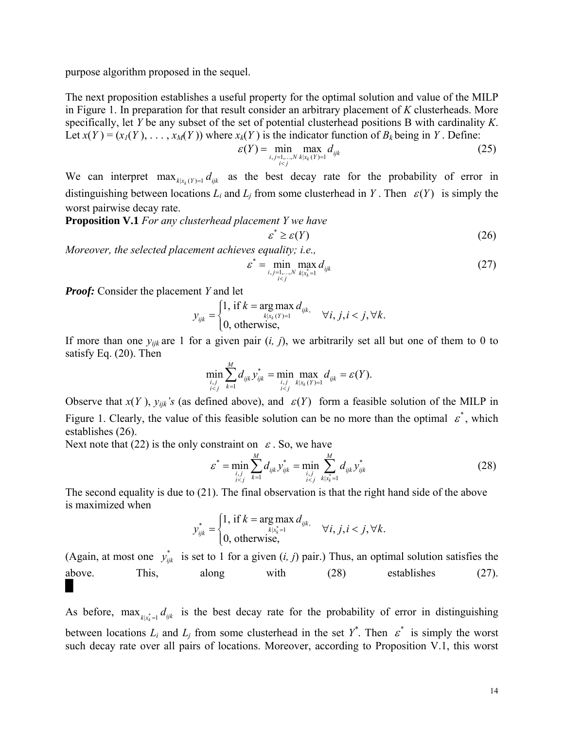purpose algorithm proposed in the sequel.

The next proposition establishes a useful property for the optimal solution and value of the MILP in Figure 1. In preparation for that result consider an arbitrary placement of $K$ clusterheads. More specifically, let $Y$ be any subset of the set of potential clusterhead positions B with cardinality $K$. Let $x(Y) = (x_1(Y), \ldots, x_M(Y))$ where $x_k(Y)$ is the indicator function of $B_k$ being in $Y$. Define:

$$\varepsilon(Y) = \min_{\substack{i,j=1,\ldots,N \\ i<j}} \max_{k|x_k(Y)=1} d_{ijk} \tag{25}$$

We can interpret $\max_{k|x_k(Y)=1} d_{ijk}$ as the best decay rate for the probability of error in distinguishing between locations $L_i$ and $L_j$ from some clusterhead in $Y$. Then $\varepsilon(Y)$ is simply the worst pairwise decay rate.

**Proposition V.1** *For any clusterhead placement Y we have*

$$\varepsilon^* \geq \varepsilon(Y) \tag{26}$$

*Moreover, the selected placement achieves equality; i.e.,*

$$\varepsilon^* = \min_{\substack{i,j=1,\ldots,N \\ i<j}} \max_{k|x_k^*=1} d_{ijk} \tag{27}$$

***Proof:*** Consider the placement $Y$ and let

$$y_{ijk} = \begin{cases} 1, \text{ if } k = \arg\max\limits_{k|x_k(Y)=1} d_{ijk}, \\ 0, \text{ otherwise,} \end{cases} \quad \forall i, j, i<j, \forall k.$$

If more than one $y_{ijk}$ are 1 for a given pair $(i, j)$, we arbitrarily set all but one of them to 0 to satisfy Eq. (20). Then

$$\min_{\substack{i,j \\ i<j}} \sum_{k=1}^{M} d_{ijk} y_{ijk}^* = \min_{\substack{i,j \\ i<j}} \max_{k|x_k(Y)=1} d_{ijk} = \varepsilon(Y).$$

Observe that $x(Y)$, $y_{ijk}$*'s* (as defined above), and $\varepsilon(Y)$ form a feasible solution of the MILP in Figure 1. Clearly, the value of this feasible solution can be no more than the optimal $\varepsilon^*$, which establishes (26).

Next note that (22) is the only constraint on $\varepsilon$. So, we have

$$\varepsilon^* = \min_{\substack{i,j \\ i<j}} \sum_{k=1}^{M} d_{ijk} y_{ijk}^* = \min_{\substack{i,j \\ i<j}} \sum_{k|x_k^*=1}^{M} d_{ijk} y_{ijk}^* \tag{28}$$

The second equality is due to (21). The final observation is that the right hand side of the above is maximized when

$$y_{ijk}^* = \begin{cases} 1, \text{ if } k = \arg\max\limits_{k|x_k^*=1} d_{ijk}, \\ 0, \text{ otherwise,} \end{cases} \quad \forall i, j, i<j, \forall k.$$

(Again, at most one $y_{ijk}^*$ is set to 1 for a given $(i, j)$ pair.) Thus, an optimal solution satisfies the above. This, along with (28) establishes (27). ■

As before, $\max_{k|x_k^*=1} d_{ijk}$ is the best decay rate for the probability of error in distinguishing between locations $L_i$ and $L_j$ from some clusterhead in the set $Y^*$. Then $\varepsilon^*$ is simply the worst such decay rate over all pairs of locations. Moreover, according to Proposition V.1, this worst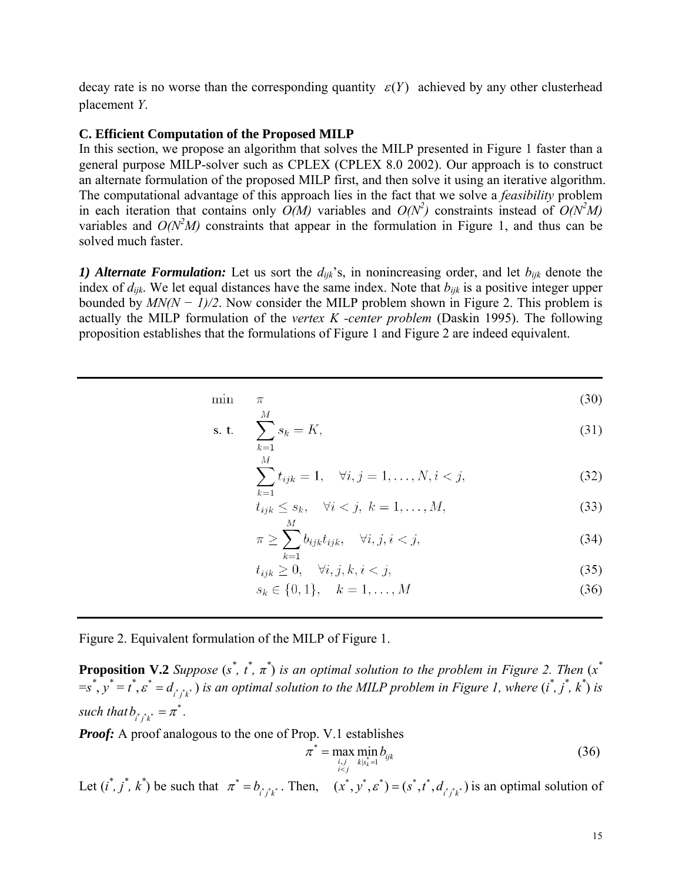decay rate is no worse than the corresponding quantity $\varepsilon(Y)$ achieved by any other clusterhead placement $Y$.

**C. Efficient Computation of the Proposed MILP**

In this section, we propose an algorithm that solves the MILP presented in Figure 1 faster than a general purpose MILP-solver such as CPLEX (CPLEX 8.0 2002). Our approach is to construct an alternate formulation of the proposed MILP first, and then solve it using an iterative algorithm. The computational advantage of this approach lies in the fact that we solve a *feasibility* problem in each iteration that contains only $O(M)$ variables and $O(N^2)$ constraints instead of $O(N^2M)$ variables and $O(N^2M)$ constraints that appear in the formulation in Figure 1, and thus can be solved much faster.

***1) Alternate Formulation:*** Let us sort the $d_{ijk}$'s, in nonincreasing order, and let $b_{ijk}$ denote the index of $d_{ijk}$. We let equal distances have the same index. Note that $b_{ijk}$ is a positive integer upper bounded by $MN(N-1)/2$. Now consider the MILP problem shown in Figure 2. This problem is actually the MILP formulation of the *vertex K -center problem* (Daskin 1995). The following proposition establishes that the formulations of Figure 1 and Figure 2 are indeed equivalent.

$$\min \quad \pi \tag{30}$$

$$\text{s. t.} \quad \sum_{k=1}^{M} s_k = K, \tag{31}$$

$$\sum_{k=1}^{M} t_{ijk} = 1, \quad \forall i, j = 1, \ldots, N, i < j, \tag{32}$$

$$t_{ijk} \leq s_k, \quad \forall i < j, \ k = 1, \ldots, M, \tag{33}$$

$$\pi \geq \sum_{k=1}^{M} b_{ijk} t_{ijk}, \quad \forall i, j, i < j, \tag{34}$$

$$t_{ijk} \geq 0, \quad \forall i, j, k, i < j, \tag{35}$$

$$s_k \in \{0, 1\}, \quad k = 1, \ldots, M \tag{36}$$

Figure 2. Equivalent formulation of the MILP of Figure 1.

**Proposition V.2** *Suppose* ($s^*$, $t^*$, $\pi^*$) *is an optimal solution to the problem in Figure 2. Then* ($x^* = s^*, y^* = t^*, \varepsilon^* = d_{i^*j^*k^*}$) *is an optimal solution to the MILP problem in Figure 1, where* ($i^*$, $j^*$, $k^*$) *is such that* $b_{i^*j^*k^*} = \pi^*$.

***Proof:*** A proof analogous to the one of Prop. V.1 establishes

$$\pi^* = \max_{\substack{i,j \\ i<j}} \min_{k|s_k^*=1} b_{ijk} \tag{36}$$

Let ($i^*$, $j^*$, $k^*$) be such that $\pi^* = b_{i^*j^*k^*}$. Then, $(x^*, y^*, \varepsilon^*) = (s^*, t^*, d_{i^*j^*k^*})$ is an optimal solution of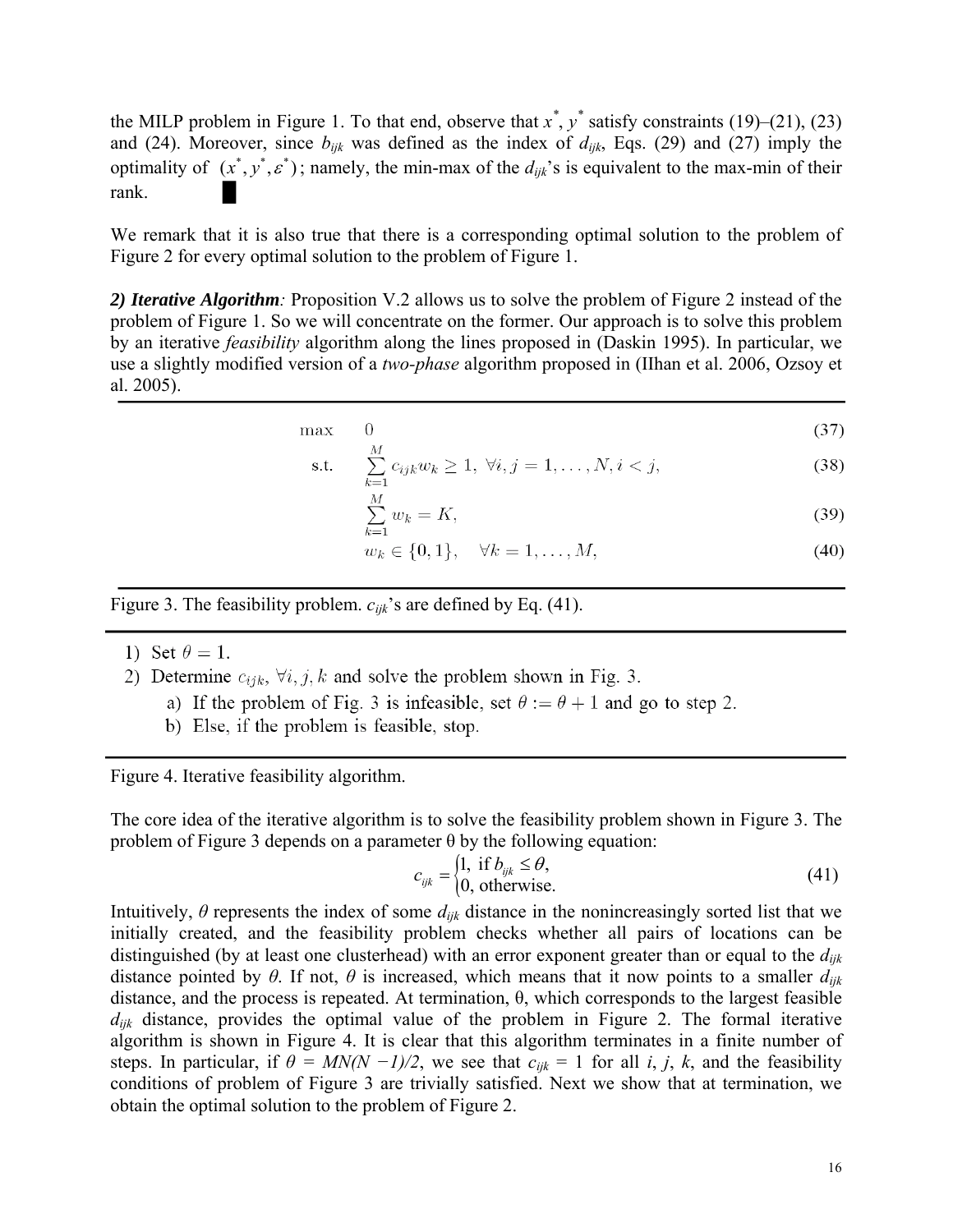the MILP problem in Figure 1. To that end, observe that $x^*$, $y^*$ satisfy constraints (19)–(21), (23) and (24). Moreover, since $b_{ijk}$ was defined as the index of $d_{ijk}$, Eqs. (29) and (27) imply the optimality of $(x^*, y^*, \varepsilon^*)$; namely, the min-max of the $d_{ijk}$'s is equivalent to the max-min of their rank. █

We remark that it is also true that there is a corresponding optimal solution to the problem of Figure 2 for every optimal solution to the problem of Figure 1.

***2) Iterative Algorithm****:* Proposition V.2 allows us to solve the problem of Figure 2 instead of the problem of Figure 1. So we will concentrate on the former. Our approach is to solve this problem by an iterative *feasibility* algorithm along the lines proposed in (Daskin 1995). In particular, we use a slightly modified version of a *two-phase* algorithm proposed in (IIhan et al. 2006, Ozsoy et al. 2005).

$$
\begin{aligned}
\max \quad & 0 && (37)\\
\text{s.t.} \quad & \sum_{k=1}^{M} c_{ijk} w_k \geq 1, \ \forall i, j = 1, \ldots, N, i < j, && (38)\\
& \sum_{k=1}^{M} w_k = K, && (39)\\
& w_k \in \{0, 1\}, \quad \forall k = 1, \ldots, M, && (40)
\end{aligned}
$$

Figure 3. The feasibility problem. $c_{ijk}$'s are defined by Eq. (41).

1) Set $\theta = 1$.
2) Determine $c_{ijk}$, $\forall i, j, k$ and solve the problem shown in Fig. 3.
   a) If the problem of Fig. 3 is infeasible, set $\theta := \theta + 1$ and go to step 2.
   b) Else, if the problem is feasible, stop.

Figure 4. Iterative feasibility algorithm.

The core idea of the iterative algorithm is to solve the feasibility problem shown in Figure 3. The problem of Figure 3 depends on a parameter θ by the following equation:

$$
c_{ijk} = \begin{cases} 1, \text{ if } b_{ijk} \leq \theta, \\ 0, \text{ otherwise.} \end{cases} \tag{41}
$$

Intuitively, $\theta$ represents the index of some $d_{ijk}$ distance in the nonincreasingly sorted list that we initially created, and the feasibility problem checks whether all pairs of locations can be distinguished (by at least one clusterhead) with an error exponent greater than or equal to the $d_{ijk}$ distance pointed by $\theta$. If not, $\theta$ is increased, which means that it now points to a smaller $d_{ijk}$ distance, and the process is repeated. At termination, θ, which corresponds to the largest feasible $d_{ijk}$ distance, provides the optimal value of the problem in Figure 2. The formal iterative algorithm is shown in Figure 4. It is clear that this algorithm terminates in a finite number of steps. In particular, if $\theta = MN(N-1)/2$, we see that $c_{ijk} = 1$ for all $i$, $j$, $k$, and the feasibility conditions of problem of Figure 3 are trivially satisfied. Next we show that at termination, we obtain the optimal solution to the problem of Figure 2.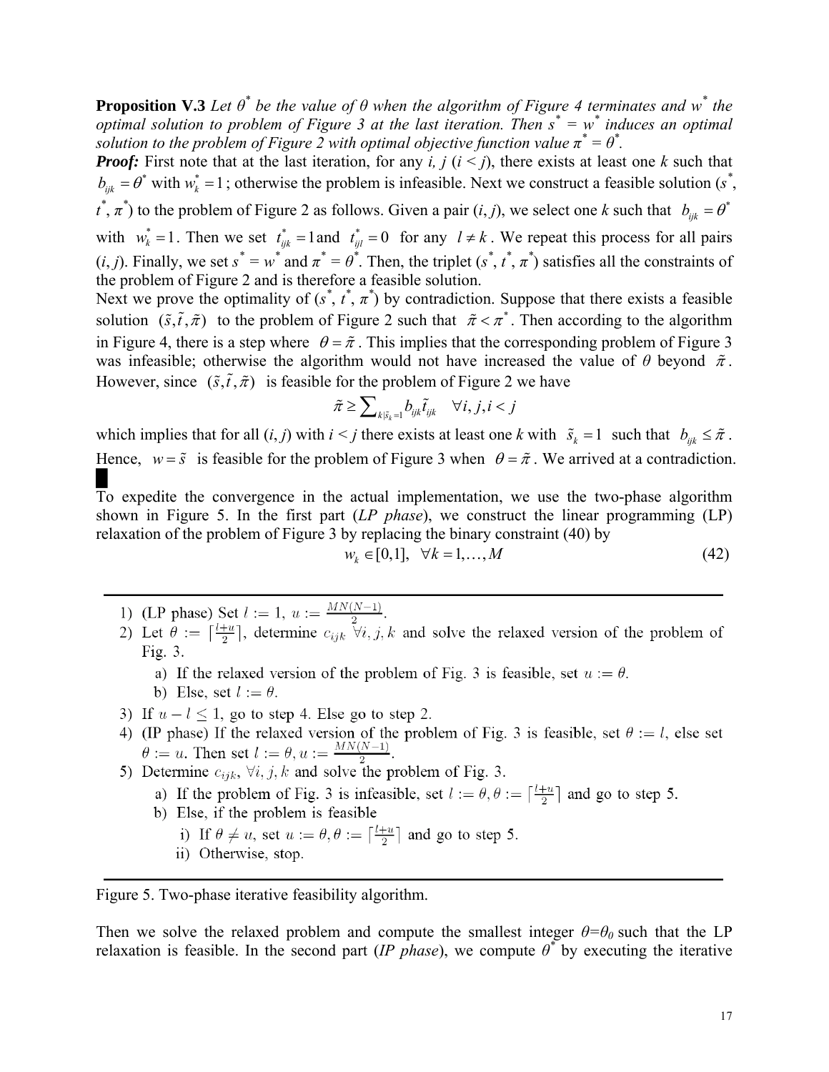**Proposition V.3** *Let $\theta^*$ be the value of $\theta$ when the algorithm of Figure 4 terminates and $w^*$ the optimal solution to problem of Figure 3 at the last iteration. Then $s^* = w^*$ induces an optimal solution to the problem of Figure 2 with optimal objective function value $\pi^* = \theta^*$.*

***Proof:*** First note that at the last iteration, for any $i, j$ ($i < j$), there exists at least one $k$ such that $b_{ijk} = \theta^*$ with $w_k^* = 1$; otherwise the problem is infeasible. Next we construct a feasible solution ($s^*$, $t^*$, $\pi^*$) to the problem of Figure 2 as follows. Given a pair $(i, j)$, we select one $k$ such that $b_{ijk} = \theta^*$ with $w_k^* = 1$. Then we set $t_{ijk}^* = 1$ and $t_{ijl}^* = 0$ for any $l \neq k$. We repeat this process for all pairs $(i, j)$. Finally, we set $s^* = w^*$ and $\pi^* = \theta^*$. Then, the triplet ($s^*$, $t^*$, $\pi^*$) satisfies all the constraints of the problem of Figure 2 and is therefore a feasible solution.

Next we prove the optimality of ($s^*$, $t^*$, $\pi^*$) by contradiction. Suppose that there exists a feasible solution $(\tilde{s}, \tilde{t}, \tilde{\pi})$ to the problem of Figure 2 such that $\tilde{\pi} < \pi^*$. Then according to the algorithm in Figure 4, there is a step where $\theta = \tilde{\pi}$. This implies that the corresponding problem of Figure 3 was infeasible; otherwise the algorithm would not have increased the value of $\theta$ beyond $\tilde{\pi}$. However, since $(\tilde{s}, \tilde{t}, \tilde{\pi})$ is feasible for the problem of Figure 2 we have

$$\tilde{\pi} \geq \sum_{k|\tilde{s}_k=1} b_{ijk}\tilde{t}_{ijk} \quad \forall i, j, i < j$$

which implies that for all $(i, j)$ with $i < j$ there exists at least one $k$ with $\tilde{s}_k = 1$ such that $b_{ijk} \leq \tilde{\pi}$. Hence, $w = \tilde{s}$ is feasible for the problem of Figure 3 when $\theta = \tilde{\pi}$. We arrived at a contradiction. ■

To expedite the convergence in the actual implementation, we use the two-phase algorithm shown in Figure 5. In the first part (*LP phase*), we construct the linear programming (LP) relaxation of the problem of Figure 3 by replacing the binary constraint (40) by

$$w_k \in [0,1], \quad \forall k = 1, \ldots, M \tag{42}$$

---

1) (LP phase) Set $l := 1$, $u := \frac{MN(N-1)}{2}$.
2) Let $\theta := \lceil \frac{l+u}{2} \rceil$, determine $c_{ijk}$ $\forall i, j, k$ and solve the relaxed version of the problem of Fig. 3.
   a) If the relaxed version of the problem of Fig. 3 is feasible, set $u := \theta$.
   b) Else, set $l := \theta$.
3) If $u - l \leq 1$, go to step 4. Else go to step 2.
4) (IP phase) If the relaxed version of the problem of Fig. 3 is feasible, set $\theta := l$, else set $\theta := u$. Then set $l := \theta$, $u := \frac{MN(N-1)}{2}$.
5) Determine $c_{ijk}$, $\forall i, j, k$ and solve the problem of Fig. 3.
   a) If the problem of Fig. 3 is infeasible, set $l := \theta, \theta := \lceil \frac{l+u}{2} \rceil$ and go to step 5.
   b) Else, if the problem is feasible
      i) If $\theta \neq u$, set $u := \theta, \theta := \lceil \frac{l+u}{2} \rceil$ and go to step 5.
      ii) Otherwise, stop.

---

Figure 5. Two-phase iterative feasibility algorithm.

Then we solve the relaxed problem and compute the smallest integer $\theta = \theta_0$ such that the LP relaxation is feasible. In the second part (*IP phase*), we compute $\theta^*$ by executing the iterative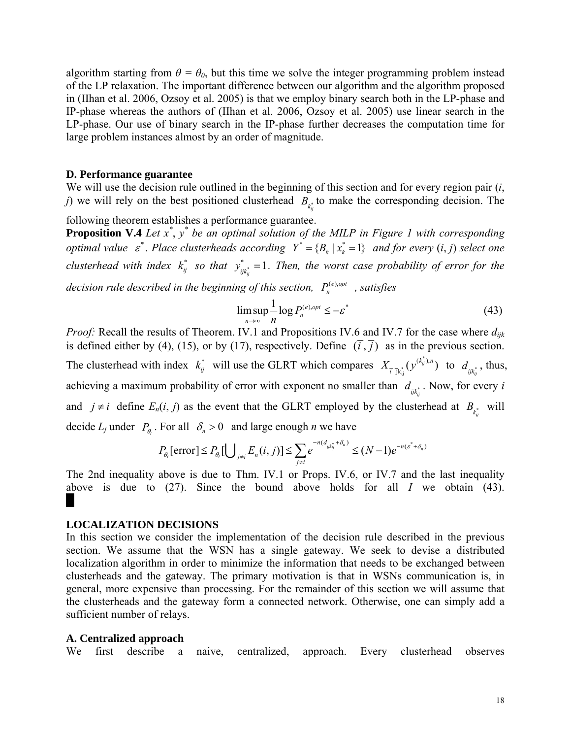algorithm starting from $\theta = \theta_0$, but this time we solve the integer programming problem instead of the LP relaxation. The important difference between our algorithm and the algorithm proposed in (IIhan et al. 2006, Ozsoy et al. 2005) is that we employ binary search both in the LP-phase and IP-phase whereas the authors of (IIhan et al. 2006, Ozsoy et al. 2005) use linear search in the LP-phase. Our use of binary search in the IP-phase further decreases the computation time for large problem instances almost by an order of magnitude.

### D. Performance guarantee

We will use the decision rule outlined in the beginning of this section and for every region pair ($i$, $j$) we will rely on the best positioned clusterhead $B_{k_{ij}^*}$ to make the corresponding decision. The following theorem establishes a performance guarantee.

**Proposition V.4** *Let $x^*$, $y^*$ be an optimal solution of the MILP in Figure 1 with corresponding optimal value $\varepsilon^*$. Place clusterheads according $Y^* = \{B_k \mid x_k^* = 1\}$ and for every $(i, j)$ select one clusterhead with index $k_{ij}^*$ so that $y_{ijk_{ij}^*}^* = 1$. Then, the worst case probability of error for the decision rule described in the beginning of this section, $P_n^{(e),opt}$, satisfies*

$$\limsup_{n\to\infty} \frac{1}{n} \log P_n^{(e),opt} \leq -\varepsilon^* \tag{43}$$

*Proof:* Recall the results of Theorem. IV.1 and Propositions IV.6 and IV.7 for the case where $d_{ijk}$ is defined either by (4), (15), or by (17), respectively. Define $(\bar{i}, \bar{j})$ as in the previous section. The clusterhead with index $k_{ij}^*$ will use the GLRT which compares $X_{\bar{i}\,\bar{j}k_{ij}^*}(y^{(k_{ij}^*),n})$ to $d_{ijk_{ij}^*}$, thus, achieving a maximum probability of error with exponent no smaller than $d_{ijk_{ij}^*}$. Now, for every $i$ and $j \neq i$ define $E_n(i, j)$ as the event that the GLRT employed by the clusterhead at $B_{k_{ij}^*}$ will decide $L_j$ under $P_{\theta_i}$. For all $\delta_n > 0$ and large enough $n$ we have

$$P_{\theta_i}[\text{error}] \leq P_{\theta_i}[\bigcup_{j\neq i} E_n(i, j)] \leq \sum_{j\neq i} e^{-n(d_{ijk_{ij}^*}+\delta_n)} \leq (N-1)e^{-n(\varepsilon^*+\delta_n)}$$

The 2nd inequality above is due to Thm. IV.1 or Props. IV.6, or IV.7 and the last inequality above is due to (27). Since the bound above holds for all $I$ we obtain (43). ■

## LOCALIZATION DECISIONS

In this section we consider the implementation of the decision rule described in the previous section. We assume that the WSN has a single gateway. We seek to devise a distributed localization algorithm in order to minimize the information that needs to be exchanged between clusterheads and the gateway. The primary motivation is that in WSNs communication is, in general, more expensive than processing. For the remainder of this section we will assume that the clusterheads and the gateway form a connected network. Otherwise, one can simply add a sufficient number of relays.

### A. Centralized approach

We first describe a naive, centralized, approach. Every clusterhead observes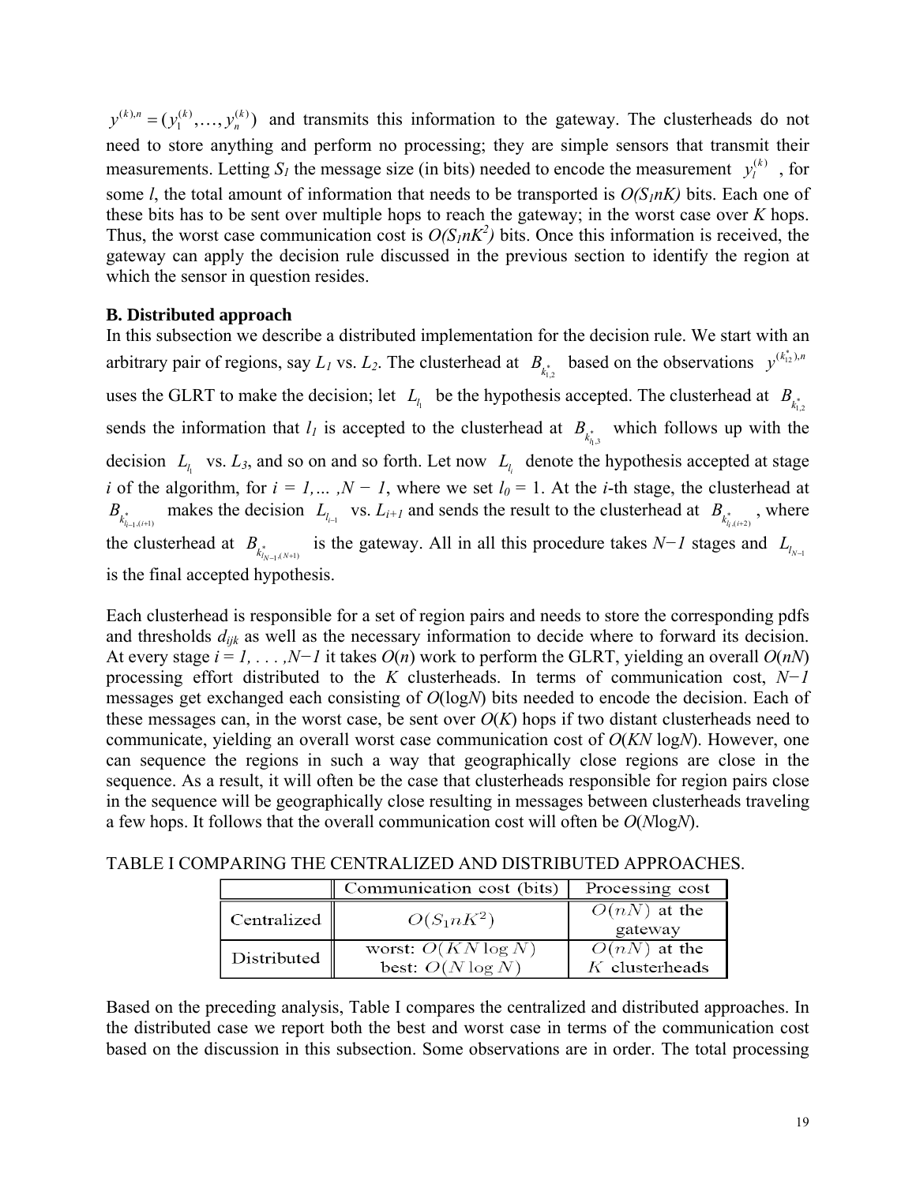$y^{(k),n} = (y_1^{(k)}, \ldots, y_n^{(k)})$ and transmits this information to the gateway. The clusterheads do not need to store anything and perform no processing; they are simple sensors that transmit their measurements. Letting $S_1$ the message size (in bits) needed to encode the measurement $y_l^{(k)}$, for some $l$, the total amount of information that needs to be transported is $O(S_1 nK)$ bits. Each one of these bits has to be sent over multiple hops to reach the gateway; in the worst case over $K$ hops. Thus, the worst case communication cost is $O(S_1 nK^2)$ bits. Once this information is received, the gateway can apply the decision rule discussed in the previous section to identify the region at which the sensor in question resides.

**B. Distributed approach**

In this subsection we describe a distributed implementation for the decision rule. We start with an arbitrary pair of regions, say $L_1$ vs. $L_2$. The clusterhead at $B_{k^*_{1,2}}$ based on the observations $y^{(k^*_{12}),n}$ uses the GLRT to make the decision; let $L_{l_1}$ be the hypothesis accepted. The clusterhead at $B_{k^*_{1,2}}$ sends the information that $l_1$ is accepted to the clusterhead at $B_{k^*_{l_1,3}}$ which follows up with the decision $L_{l_1}$ vs. $L_3$, and so on and so forth. Let now $L_{l_i}$ denote the hypothesis accepted at stage $i$ of the algorithm, for $i = 1,\ldots ,N - 1$, where we set $l_0 = 1$. At the $i$-th stage, the clusterhead at $B_{k^*_{l_{i-1},(i+1)}}$ makes the decision $L_{l_{i-1}}$ vs. $L_{i+1}$ and sends the result to the clusterhead at $B_{k^*_{l_i,(i+2)}}$, where the clusterhead at $B_{k^*_{l_{N-1},(N+1)}}$ is the gateway. All in all this procedure takes $N-1$ stages and $L_{l_{N-1}}$ is the final accepted hypothesis.

Each clusterhead is responsible for a set of region pairs and needs to store the corresponding pdfs and thresholds $d_{ijk}$ as well as the necessary information to decide where to forward its decision. At every stage $i = 1, \ldots ,N-1$ it takes $O(n)$ work to perform the GLRT, yielding an overall $O(nN)$ processing effort distributed to the $K$ clusterheads. In terms of communication cost, $N-1$ messages get exchanged each consisting of $O(\log N)$ bits needed to encode the decision. Each of these messages can, in the worst case, be sent over $O(K)$ hops if two distant clusterheads need to communicate, yielding an overall worst case communication cost of $O(KN \log N)$. However, one can sequence the regions in such a way that geographically close regions are close in the sequence. As a result, it will often be the case that clusterheads responsible for region pairs close in the sequence will be geographically close resulting in messages between clusterheads traveling a few hops. It follows that the overall communication cost will often be $O(N \log N)$.

TABLE I COMPARING THE CENTRALIZED AND DISTRIBUTED APPROACHES.

| | Communication cost (bits) | Processing cost |
|---|---|---|
| Centralized | $O(S_1 nK^2)$ | $O(nN)$ at the gateway |
| Distributed | worst: $O(KN \log N)$ best: $O(N \log N)$ | $O(nN)$ at the $K$ clusterheads |

Based on the preceding analysis, Table I compares the centralized and distributed approaches. In the distributed case we report both the best and worst case in terms of the communication cost based on the discussion in this subsection. Some observations are in order. The total processing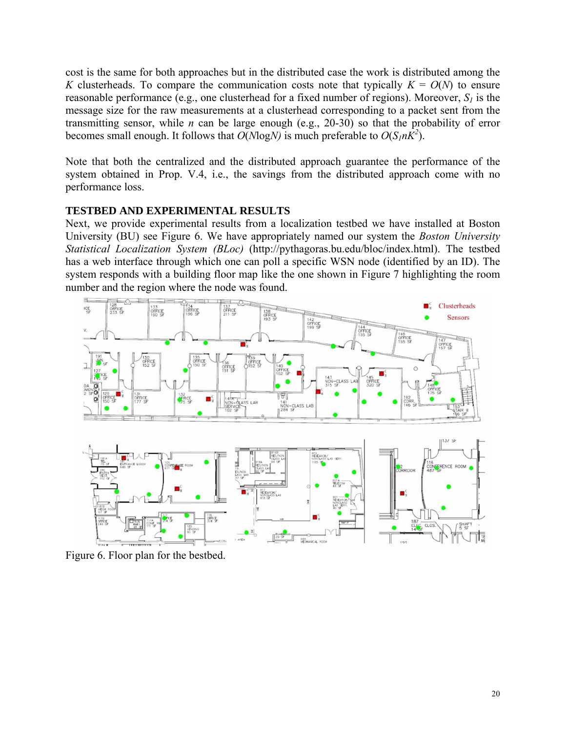cost is the same for both approaches but in the distributed case the work is distributed among the $K$ clusterheads. To compare the communication costs note that typically $K = O(N)$ to ensure reasonable performance (e.g., one clusterhead for a fixed number of regions). Moreover, $S_1$ is the message size for the raw measurements at a clusterhead corresponding to a packet sent from the transmitting sensor, while $n$ can be large enough (e.g., 20-30) so that the probability of error becomes small enough. It follows that $O(N\log N)$ is much preferable to $O(S_1 n K^2)$.

Note that both the centralized and the distributed approach guarantee the performance of the system obtained in Prop. V.4, i.e., the savings from the distributed approach come with no performance loss.

**TESTBED AND EXPERIMENTAL RESULTS**

Next, we provide experimental results from a localization testbed we have installed at Boston University (BU) see Figure 6. We have appropriately named our system the *Boston University Statistical Localization System (BLoc)* (http://pythagoras.bu.edu/bloc/index.html). The testbed has a web interface through which one can poll a specific WSN node (identified by an ID). The system responds with a building floor map like the one shown in Figure 7 highlighting the room number and the region where the node was found.

Figure 6. Floor plan for the bestbed.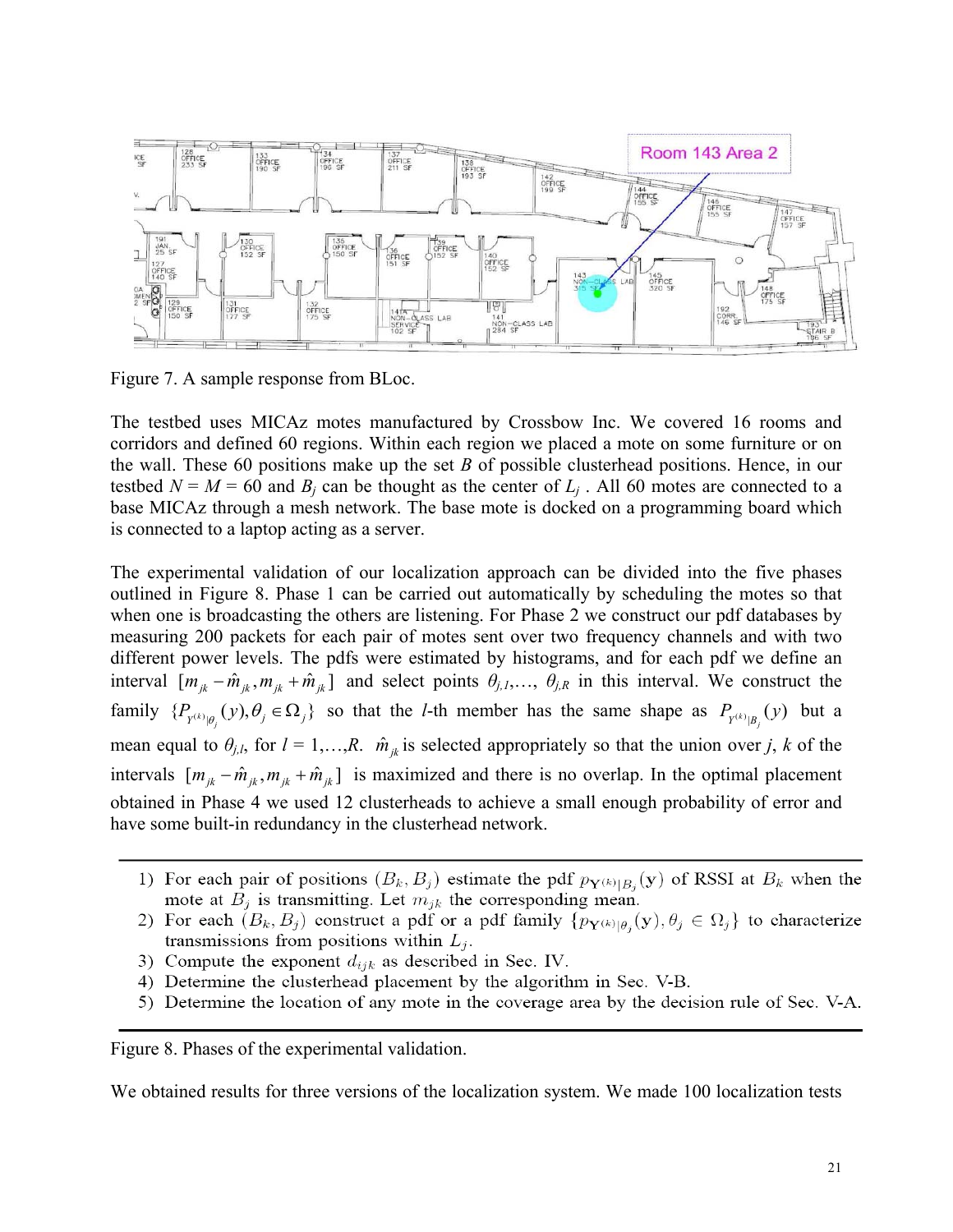Figure 7. A sample response from BLoc.

The testbed uses MICAz motes manufactured by Crossbow Inc. We covered 16 rooms and corridors and defined 60 regions. Within each region we placed a mote on some furniture or on the wall. These 60 positions make up the set $B$ of possible clusterhead positions. Hence, in our testbed $N = M = 60$ and $B_j$ can be thought as the center of $L_j$ . All 60 motes are connected to a base MICAz through a mesh network. The base mote is docked on a programming board which is connected to a laptop acting as a server.

The experimental validation of our localization approach can be divided into the five phases outlined in Figure 8. Phase 1 can be carried out automatically by scheduling the motes so that when one is broadcasting the others are listening. For Phase 2 we construct our pdf databases by measuring 200 packets for each pair of motes sent over two frequency channels and with two different power levels. The pdfs were estimated by histograms, and for each pdf we define an interval $[m_{jk} - \hat{m}_{jk}, m_{jk} + \hat{m}_{jk}]$ and select points $\theta_{j,1},\ldots, \theta_{j,R}$ in this interval. We construct the family $\{P_{Y^{(k)}|\theta_j}(y), \theta_j \in \Omega_j\}$ so that the $l$-th member has the same shape as $P_{Y^{(k)}|B_j}(y)$ but a mean equal to $\theta_{j,l}$, for $l = 1,\ldots,R$. $\hat{m}_{jk}$ is selected appropriately so that the union over $j$, $k$ of the intervals $[m_{jk} - \hat{m}_{jk}, m_{jk} + \hat{m}_{jk}]$ is maximized and there is no overlap. In the optimal placement obtained in Phase 4 we used 12 clusterheads to achieve a small enough probability of error and have some built-in redundancy in the clusterhead network.

1) For each pair of positions $(B_k, B_j)$ estimate the pdf $p_{\mathbf{Y}^{(k)}|B_j}(\mathbf{y})$ of RSSI at $B_k$ when the mote at $B_j$ is transmitting. Let $m_{jk}$ the corresponding mean.
2) For each $(B_k, B_j)$ construct a pdf or a pdf family $\{p_{\mathbf{Y}^{(k)}|\theta_j}(\mathbf{y}), \theta_j \in \Omega_j\}$ to characterize transmissions from positions within $L_j$.
3) Compute the exponent $d_{ijk}$ as described in Sec. IV.
4) Determine the clusterhead placement by the algorithm in Sec. V-B.
5) Determine the location of any mote in the coverage area by the decision rule of Sec. V-A.

Figure 8. Phases of the experimental validation.

We obtained results for three versions of the localization system. We made 100 localization tests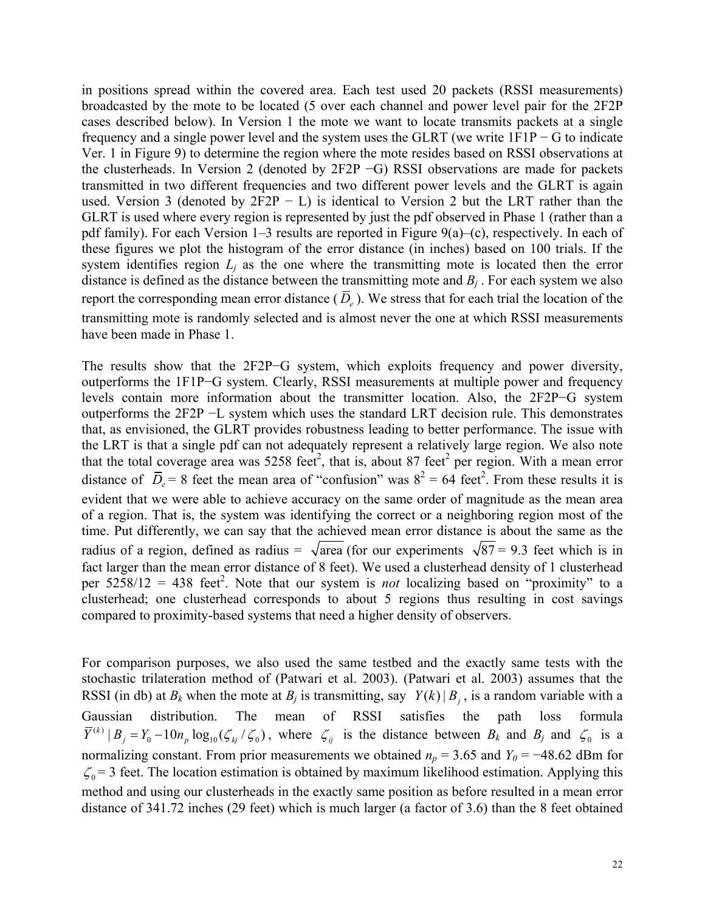in positions spread within the covered area. Each test used 20 packets (RSSI measurements) broadcasted by the mote to be located (5 over each channel and power level pair for the 2F2P cases described below). In Version 1 the mote we want to locate transmits packets at a single frequency and a single power level and the system uses the GLRT (we write 1F1P − G to indicate Ver. 1 in Figure 9) to determine the region where the mote resides based on RSSI observations at the clusterheads. In Version 2 (denoted by 2F2P −G) RSSI observations are made for packets transmitted in two different frequencies and two different power levels and the GLRT is again used. Version 3 (denoted by 2F2P − L) is identical to Version 2 but the LRT rather than the GLRT is used where every region is represented by just the pdf observed in Phase 1 (rather than a pdf family). For each Version 1–3 results are reported in Figure 9(a)–(c), respectively. In each of these figures we plot the histogram of the error distance (in inches) based on 100 trials. If the system identifies region $L_j$ as the one where the transmitting mote is located then the error distance is defined as the distance between the transmitting mote and $B_j$ . For each system we also report the corresponding mean error distance ( $\overline{D}_e$ ). We stress that for each trial the location of the transmitting mote is randomly selected and is almost never the one at which RSSI measurements have been made in Phase 1.

The results show that the 2F2P−G system, which exploits frequency and power diversity, outperforms the 1F1P−G system. Clearly, RSSI measurements at multiple power and frequency levels contain more information about the transmitter location. Also, the 2F2P−G system outperforms the 2F2P −L system which uses the standard LRT decision rule. This demonstrates that, as envisioned, the GLRT provides robustness leading to better performance. The issue with the LRT is that a single pdf can not adequately represent a relatively large region. We also note that the total coverage area was 5258 feet$^2$, that is, about 87 feet$^2$ per region. With a mean error distance of $\overline{D}_e = 8$ feet the mean area of "confusion" was $8^2 = 64$ feet$^2$. From these results it is evident that we were able to achieve accuracy on the same order of magnitude as the mean area of a region. That is, the system was identifying the correct or a neighboring region most of the time. Put differently, we can say that the achieved mean error distance is about the same as the radius of a region, defined as radius = $\sqrt{\text{area}}$ (for our experiments $\sqrt{87} = 9.3$ feet which is in fact larger than the mean error distance of 8 feet). We used a clusterhead density of 1 clusterhead per 5258/12 = 438 feet$^2$. Note that our system is *not* localizing based on "proximity" to a clusterhead; one clusterhead corresponds to about 5 regions thus resulting in cost savings compared to proximity-based systems that need a higher density of observers.

For comparison purposes, we also used the same testbed and the exactly same tests with the stochastic trilateration method of (Patwari et al. 2003). (Patwari et al. 2003) assumes that the RSSI (in db) at $B_k$ when the mote at $B_j$ is transmitting, say $Y(k) \mid B_j$ , is a random variable with a Gaussian distribution. The mean of RSSI satisfies the path loss formula $\overline{Y}^{(k)} \mid B_j = Y_0 - 10 n_p \log_{10}(\zeta_{kj} / \zeta_0)$ , where $\zeta_{ij}$ is the distance between $B_k$ and $B_j$ and $\zeta_0$ is a normalizing constant. From prior measurements we obtained $n_p = 3.65$ and $Y_0 = -48.62$ dBm for $\zeta_0 = 3$ feet. The location estimation is obtained by maximum likelihood estimation. Applying this method and using our clusterheads in the exactly same position as before resulted in a mean error distance of 341.72 inches (29 feet) which is much larger (a factor of 3.6) than the 8 feet obtained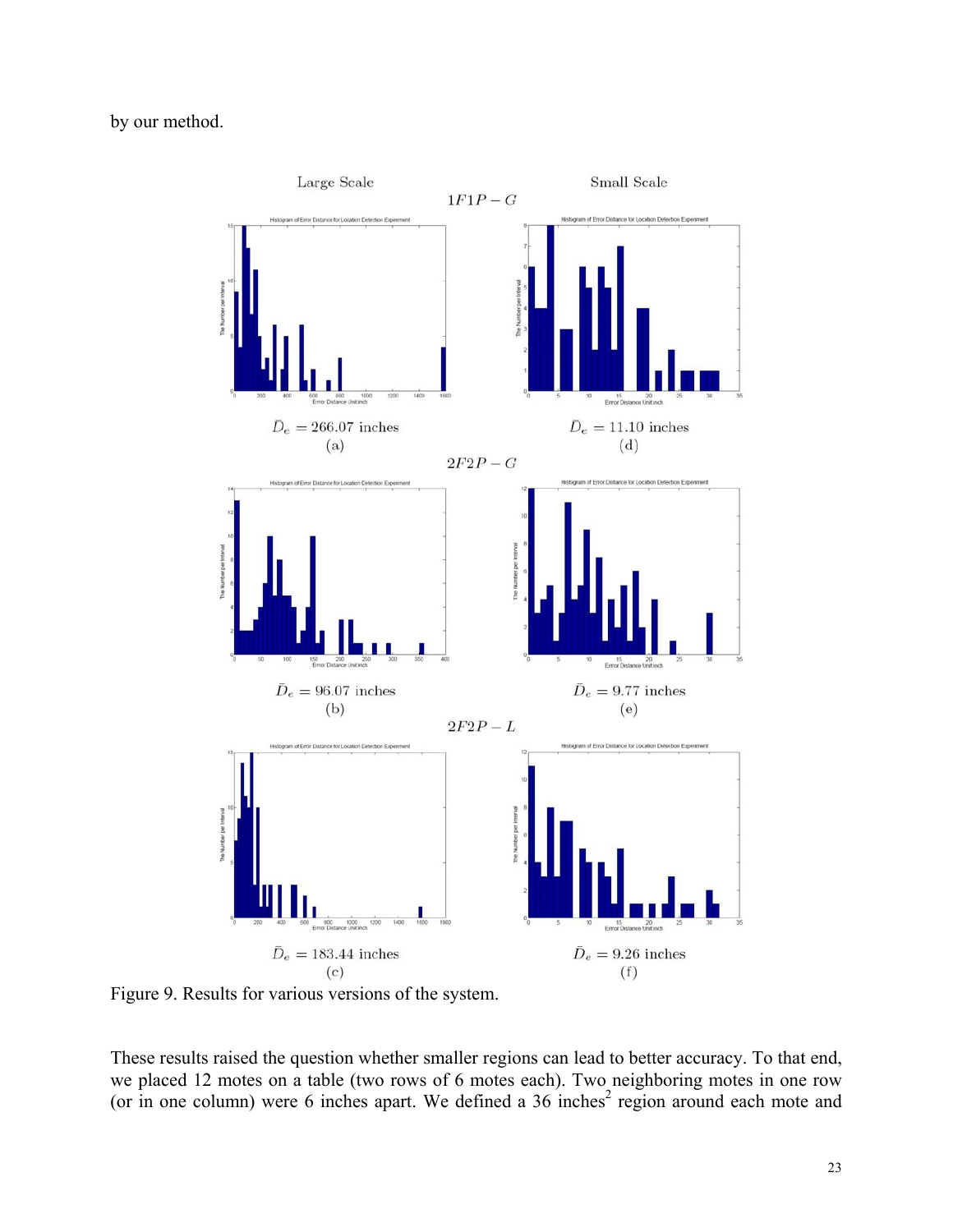by our method.

Large Scale — Small Scale

$1F1P-G$

$\bar{D}_e = 266.07$ inches (a) — $\bar{D}_e = 11.10$ inches (d)

$2F2P-G$

$\bar{D}_e = 96.07$ inches (b) — $\bar{D}_e = 9.77$ inches (e)

$2F2P-L$

$\bar{D}_e = 183.44$ inches (c) — $\bar{D}_e = 9.26$ inches (f)

Figure 9. Results for various versions of the system.

These results raised the question whether smaller regions can lead to better accuracy. To that end, we placed 12 motes on a table (two rows of 6 motes each). Two neighboring motes in one row (or in one column) were 6 inches apart. We defined a 36 $\text{inches}^2$ region around each mote and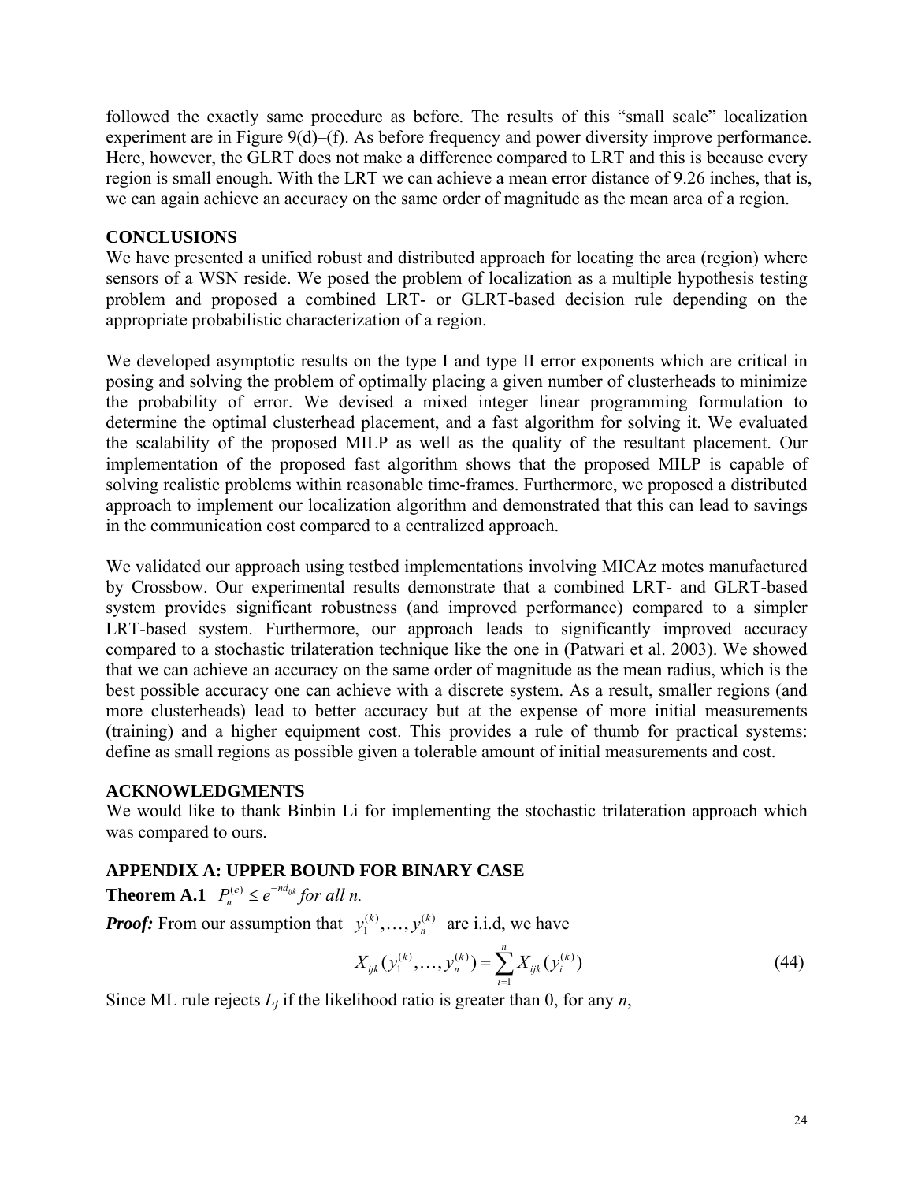followed the exactly same procedure as before. The results of this "small scale" localization experiment are in Figure 9(d)–(f). As before frequency and power diversity improve performance. Here, however, the GLRT does not make a difference compared to LRT and this is because every region is small enough. With the LRT we can achieve a mean error distance of 9.26 inches, that is, we can again achieve an accuracy on the same order of magnitude as the mean area of a region.

## CONCLUSIONS

We have presented a unified robust and distributed approach for locating the area (region) where sensors of a WSN reside. We posed the problem of localization as a multiple hypothesis testing problem and proposed a combined LRT- or GLRT-based decision rule depending on the appropriate probabilistic characterization of a region.

We developed asymptotic results on the type I and type II error exponents which are critical in posing and solving the problem of optimally placing a given number of clusterheads to minimize the probability of error. We devised a mixed integer linear programming formulation to determine the optimal clusterhead placement, and a fast algorithm for solving it. We evaluated the scalability of the proposed MILP as well as the quality of the resultant placement. Our implementation of the proposed fast algorithm shows that the proposed MILP is capable of solving realistic problems within reasonable time-frames. Furthermore, we proposed a distributed approach to implement our localization algorithm and demonstrated that this can lead to savings in the communication cost compared to a centralized approach.

We validated our approach using testbed implementations involving MICAz motes manufactured by Crossbow. Our experimental results demonstrate that a combined LRT- and GLRT-based system provides significant robustness (and improved performance) compared to a simpler LRT-based system. Furthermore, our approach leads to significantly improved accuracy compared to a stochastic trilateration technique like the one in (Patwari et al. 2003). We showed that we can achieve an accuracy on the same order of magnitude as the mean radius, which is the best possible accuracy one can achieve with a discrete system. As a result, smaller regions (and more clusterheads) lead to better accuracy but at the expense of more initial measurements (training) and a higher equipment cost. This provides a rule of thumb for practical systems: define as small regions as possible given a tolerable amount of initial measurements and cost.

## ACKNOWLEDGMENTS

We would like to thank Binbin Li for implementing the stochastic trilateration approach which was compared to ours.

## APPENDIX A: UPPER BOUND FOR BINARY CASE

**Theorem A.1** $P_n^{(e)} \le e^{-nd_{ijk}}$ *for all n.*

***Proof:*** From our assumption that $y_1^{(k)}, \ldots, y_n^{(k)}$ are i.i.d, we have

$$X_{ijk}(y_1^{(k)}, \ldots, y_n^{(k)}) = \sum_{i=1}^{n} X_{ijk}(y_i^{(k)}) \tag{44}$$

Since ML rule rejects $L_j$ if the likelihood ratio is greater than 0, for any $n$,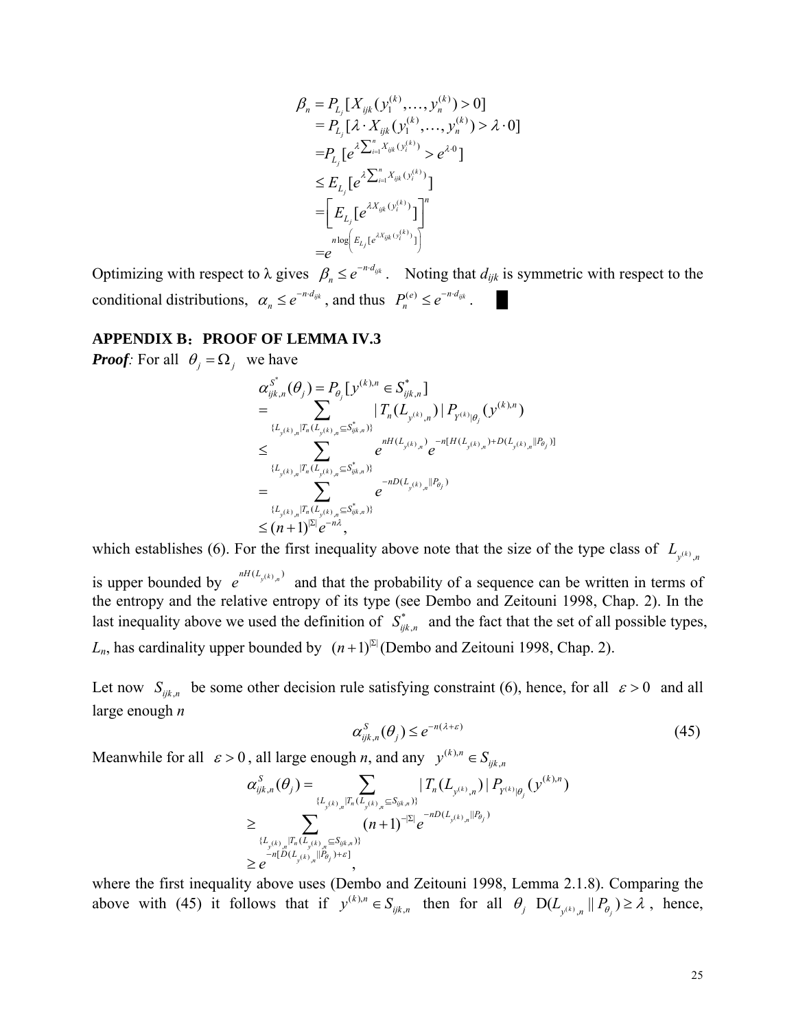$$
\begin{aligned}
\beta_n &= P_{L_j}[X_{ijk}(y_1^{(k)},\ldots,y_n^{(k)}) > 0] \\
&= P_{L_j}[\lambda \cdot X_{ijk}(y_1^{(k)},\ldots,y_n^{(k)}) > \lambda \cdot 0] \\
&= P_{L_j}[e^{\lambda \sum_{i=1}^{n} X_{ijk}(y_i^{(k)})} > e^{\lambda \cdot 0}] \\
&\le E_{L_j}[e^{\lambda \sum_{i=1}^{n} X_{ijk}(y_i^{(k)})}] \\
&= \left[ E_{L_j}[e^{\lambda X_{ijk}(y_i^{(k)})}] \right]^n \\
&= e^{n \log\left( E_{L_j}[e^{\lambda X_{ijk}(y_i^{(k)})}] \right)}
\end{aligned}
$$

Optimizing with respect to λ gives $\beta_n \le e^{-n \cdot d_{ijk}}$. Noting that $d_{ijk}$ is symmetric with respect to the conditional distributions, $\alpha_n \le e^{-n \cdot d_{ijk}}$, and thus $P_n^{(e)} \le e^{-n \cdot d_{ijk}}$. █

## APPENDIX B：PROOF OF LEMMA IV.3

***Proof**:* For all $\theta_j = \Omega_j$ we have

$$
\begin{aligned}
\alpha_{ijk,n}^{S^*}(\theta_j) &= P_{\theta_j}[y^{(k),n} \in S_{ijk,n}^*] \\
&= \sum_{\{L_{y^{(k)},n} | T_n(L_{y^{(k)},n}) \subseteq S_{ijk,n}^*\}} |T_n(L_{y^{(k)},n})| \, P_{Y^{(k)}|\theta_j}(y^{(k),n}) \\
&\le \sum_{\{L_{y^{(k)},n} | T_n(L_{y^{(k)},n}) \subseteq S_{ijk,n}^*\}} e^{nH(L_{y^{(k)},n})} e^{-n[H(L_{y^{(k)},n}) + D(L_{y^{(k)},n} \| P_{\theta_j})]} \\
&= \sum_{\{L_{y^{(k)},n} | T_n(L_{y^{(k)},n}) \subseteq S_{ijk,n}^*\}} e^{-nD(L_{y^{(k)},n} \| P_{\theta_j})} \\
&\le (n+1)^{|\Sigma|} e^{-n\lambda},
\end{aligned}
$$

which establishes (6). For the first inequality above note that the size of the type class of $L_{y^{(k)},n}$ is upper bounded by $e^{nH(L_{y^{(k)},n})}$ and that the probability of a sequence can be written in terms of the entropy and the relative entropy of its type (see Dembo and Zeitouni 1998, Chap. 2). In the last inequality above we used the definition of $S_{ijk,n}^*$ and the fact that the set of all possible types, $L_n$, has cardinality upper bounded by $(n+1)^{|\Sigma|}$ (Dembo and Zeitouni 1998, Chap. 2).

Let now $S_{ijk,n}$ be some other decision rule satisfying constraint (6), hence, for all $\varepsilon > 0$ and all large enough $n$

$$
\alpha_{ijk,n}^{S}(\theta_j) \le e^{-n(\lambda+\varepsilon)} \tag{45}
$$

Meanwhile for all $\varepsilon > 0$, all large enough $n$, and any $y^{(k),n} \in S_{ijk,n}$

$$
\begin{aligned}
\alpha_{ijk,n}^{S}(\theta_j) &= \sum_{\{L_{y^{(k)},n} | T_n(L_{y^{(k)},n}) \subseteq S_{ijk,n}\}} |T_n(L_{y^{(k)},n})| \, P_{Y^{(k)}|\theta_j}(y^{(k),n}) \\
&\ge \sum_{\{L_{y^{(k)},n} | T_n(L_{y^{(k)},n}) \subseteq S_{ijk,n}\}} (n+1)^{-|\Sigma|} e^{-nD(L_{y^{(k)},n} \| P_{\theta_j})} \\
&\ge e^{-n[D(L_{y^{(k)},n} \| P_{\theta_j}) + \varepsilon]},
\end{aligned}
$$

where the first inequality above uses (Dembo and Zeitouni 1998, Lemma 2.1.8). Comparing the above with (45) it follows that if $y^{(k),n} \in S_{ijk,n}$ then for all $\theta_j$ $D(L_{y^{(k)},n} \| P_{\theta_j}) \ge \lambda$, hence,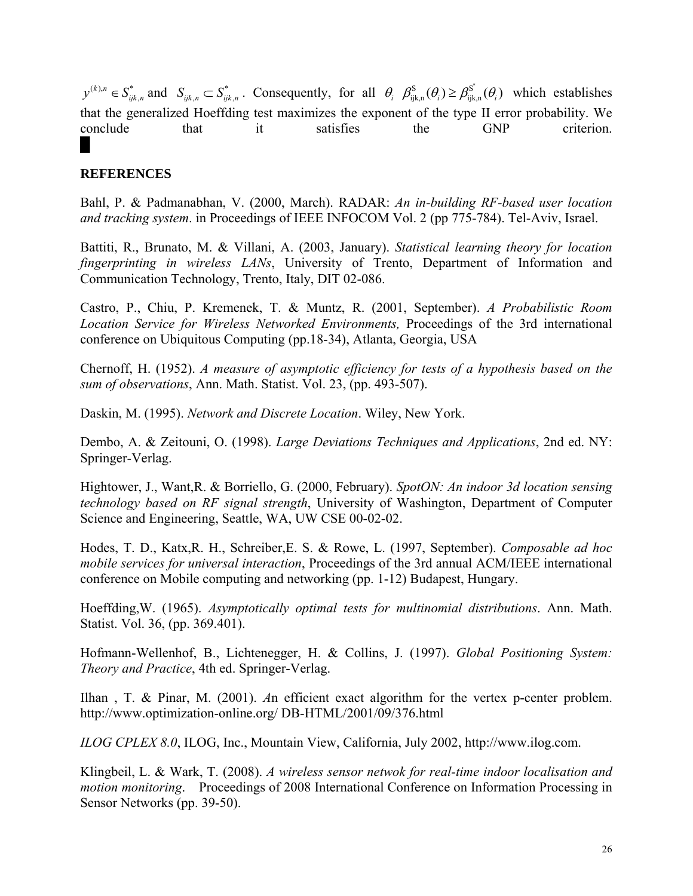$y^{(k),n} \in S^*_{ijk,n}$ and $S_{ijk,n} \subset S^*_{ijk,n}$. Consequently, for all $\theta_i$ $\beta^{\mathrm{S}}_{\mathrm{ijk,n}}(\theta_i) \geq \beta^{\mathrm{S}^*}_{\mathrm{ijk,n}}(\theta_i)$ which establishes that the generalized Hoeffding test maximizes the exponent of the type II error probability. We conclude that it satisfies the GNP criterion. █

**REFERENCES**

Bahl, P. & Padmanabhan, V. (2000, March). RADAR: *An in-building RF-based user location and tracking system*. in Proceedings of IEEE INFOCOM Vol. 2 (pp 775-784). Tel-Aviv, Israel.

Battiti, R., Brunato, M. & Villani, A. (2003, January). *Statistical learning theory for location fingerprinting in wireless LANs*, University of Trento, Department of Information and Communication Technology, Trento, Italy, DIT 02-086.

Castro, P., Chiu, P. Kremenek, T. & Muntz, R. (2001, September). *A Probabilistic Room Location Service for Wireless Networked Environments,* Proceedings of the 3rd international conference on Ubiquitous Computing (pp.18-34), Atlanta, Georgia, USA

Chernoff, H. (1952). *A measure of asymptotic efficiency for tests of a hypothesis based on the sum of observations*, Ann. Math. Statist. Vol. 23, (pp. 493-507).

Daskin, M. (1995). *Network and Discrete Location*. Wiley, New York.

Dembo, A. & Zeitouni, O. (1998). *Large Deviations Techniques and Applications*, 2nd ed. NY: Springer-Verlag.

Hightower, J., Want,R. & Borriello, G. (2000, February). *SpotON: An indoor 3d location sensing technology based on RF signal strength*, University of Washington, Department of Computer Science and Engineering, Seattle, WA, UW CSE 00-02-02.

Hodes, T. D., Katx,R. H., Schreiber,E. S. & Rowe, L. (1997, September). *Composable ad hoc mobile services for universal interaction*, Proceedings of the 3rd annual ACM/IEEE international conference on Mobile computing and networking (pp. 1-12) Budapest, Hungary.

Hoeffding,W. (1965). *Asymptotically optimal tests for multinomial distributions*. Ann. Math. Statist. Vol. 36, (pp. 369.401).

Hofmann-Wellenhof, B., Lichtenegger, H. & Collins, J. (1997). *Global Positioning System: Theory and Practice*, 4th ed. Springer-Verlag.

Ilhan , T. & Pinar, M. (2001). *A*n efficient exact algorithm for the vertex p-center problem. http://www.optimization-online.org/ DB-HTML/2001/09/376.html

*ILOG CPLEX 8.0*, ILOG, Inc., Mountain View, California, July 2002, http://www.ilog.com.

Klingbeil, L. & Wark, T. (2008). *A wireless sensor netwok for real-time indoor localisation and motion monitoring*. Proceedings of 2008 International Conference on Information Processing in Sensor Networks (pp. 39-50).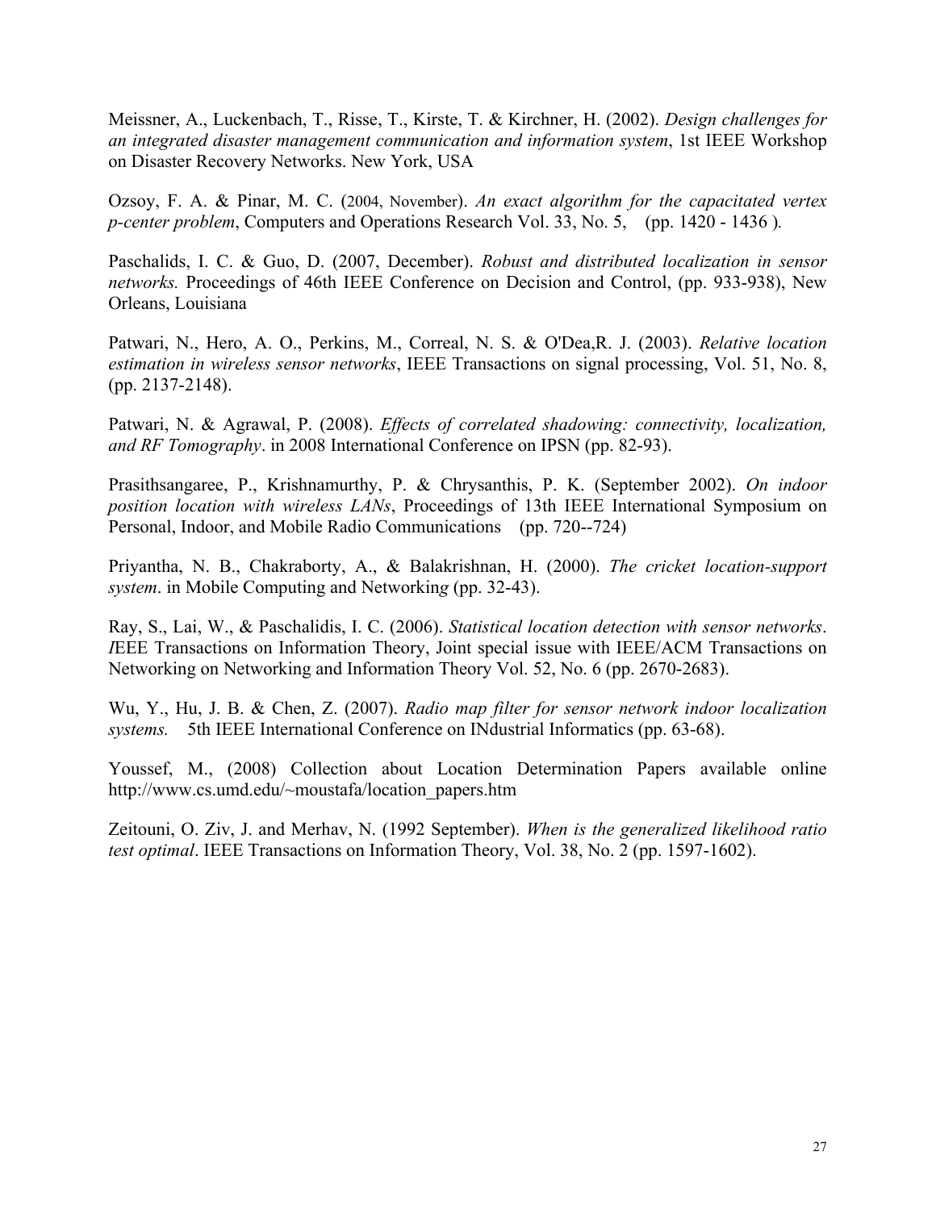Meissner, A., Luckenbach, T., Risse, T., Kirste, T. & Kirchner, H. (2002). *Design challenges for an integrated disaster management communication and information system*, 1st IEEE Workshop on Disaster Recovery Networks. New York, USA

Ozsoy, F. A. & Pinar, M. C. (2004, November). *An exact algorithm for the capacitated vertex p-center problem*, Computers and Operations Research Vol. 33, No. 5, (pp. 1420 - 1436 ).

Paschalids, I. C. & Guo, D. (2007, December). *Robust and distributed localization in sensor networks.* Proceedings of 46th IEEE Conference on Decision and Control, (pp. 933-938), New Orleans, Louisiana

Patwari, N., Hero, A. O., Perkins, M., Correal, N. S. & O'Dea,R. J. (2003). *Relative location estimation in wireless sensor networks*, IEEE Transactions on signal processing, Vol. 51, No. 8, (pp. 2137-2148).

Patwari, N. & Agrawal, P. (2008). *Effects of correlated shadowing: connectivity, localization, and RF Tomography*. in 2008 International Conference on IPSN (pp. 82-93).

Prasithsangaree, P., Krishnamurthy, P. & Chrysanthis, P. K. (September 2002). *On indoor position location with wireless LANs*, Proceedings of 13th IEEE International Symposium on Personal, Indoor, and Mobile Radio Communications (pp. 720--724)

Priyantha, N. B., Chakraborty, A., & Balakrishnan, H. (2000). *The cricket location-support system*. in Mobile Computing and Networking (pp. 32-43).

Ray, S., Lai, W., & Paschalidis, I. C. (2006). *Statistical location detection with sensor networks*. *I*EEE Transactions on Information Theory, Joint special issue with IEEE/ACM Transactions on Networking on Networking and Information Theory Vol. 52, No. 6 (pp. 2670-2683).

Wu, Y., Hu, J. B. & Chen, Z. (2007). *Radio map filter for sensor network indoor localization systems.* 5th IEEE International Conference on INdustrial Informatics (pp. 63-68).

Youssef, M., (2008) Collection about Location Determination Papers available online http://www.cs.umd.edu/~moustafa/location_papers.htm

Zeitouni, O. Ziv, J. and Merhav, N. (1992 September). *When is the generalized likelihood ratio test optimal*. IEEE Transactions on Information Theory, Vol. 38, No. 2 (pp. 1597-1602).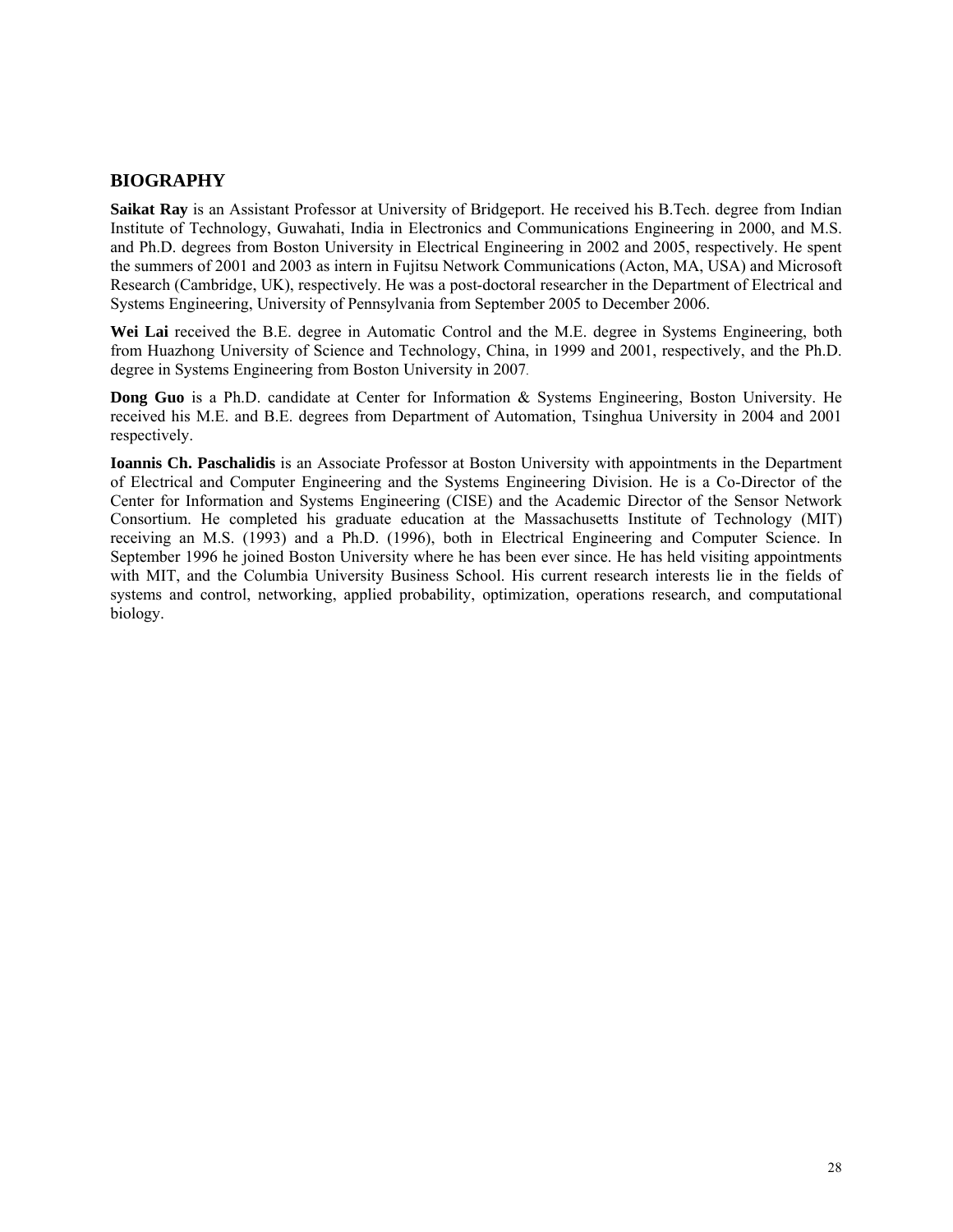## BIOGRAPHY

**Saikat Ray** is an Assistant Professor at University of Bridgeport. He received his B.Tech. degree from Indian Institute of Technology, Guwahati, India in Electronics and Communications Engineering in 2000, and M.S. and Ph.D. degrees from Boston University in Electrical Engineering in 2002 and 2005, respectively. He spent the summers of 2001 and 2003 as intern in Fujitsu Network Communications (Acton, MA, USA) and Microsoft Research (Cambridge, UK), respectively. He was a post-doctoral researcher in the Department of Electrical and Systems Engineering, University of Pennsylvania from September 2005 to December 2006.

**Wei Lai** received the B.E. degree in Automatic Control and the M.E. degree in Systems Engineering, both from Huazhong University of Science and Technology, China, in 1999 and 2001, respectively, and the Ph.D. degree in Systems Engineering from Boston University in 2007.

**Dong Guo** is a Ph.D. candidate at Center for Information & Systems Engineering, Boston University. He received his M.E. and B.E. degrees from Department of Automation, Tsinghua University in 2004 and 2001 respectively.

**Ioannis Ch. Paschalidis** is an Associate Professor at Boston University with appointments in the Department of Electrical and Computer Engineering and the Systems Engineering Division. He is a Co-Director of the Center for Information and Systems Engineering (CISE) and the Academic Director of the Sensor Network Consortium. He completed his graduate education at the Massachusetts Institute of Technology (MIT) receiving an M.S. (1993) and a Ph.D. (1996), both in Electrical Engineering and Computer Science. In September 1996 he joined Boston University where he has been ever since. He has held visiting appointments with MIT, and the Columbia University Business School. His current research interests lie in the fields of systems and control, networking, applied probability, optimization, operations research, and computational biology.